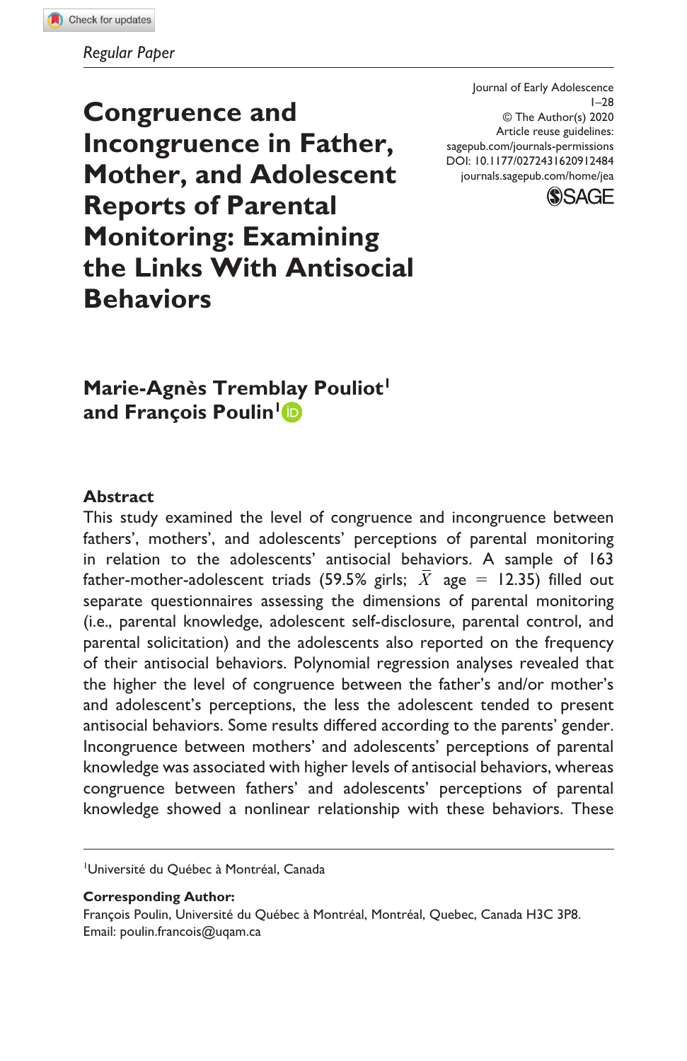*Regular Paper*

Journal of Early Adolescence
1–28
© The Author(s) 2020
Article reuse guidelines:
sagepub.com/journals-permissions
DOI: 10.1177/0272431620912484
journals.sagepub.com/home/jea

# Congruence and Incongruence in Father, Mother, and Adolescent Reports of Parental Monitoring: Examining the Links With Antisocial Behaviors

**Marie-Agnès Tremblay Pouliot[1] and François Poulin[1]**

## Abstract

This study examined the level of congruence and incongruence between fathers', mothers', and adolescents' perceptions of parental monitoring in relation to the adolescents' antisocial behaviors. A sample of 163 father-mother-adolescent triads (59.5% girls; $\bar{X}$ age = 12.35) filled out separate questionnaires assessing the dimensions of parental monitoring (i.e., parental knowledge, adolescent self-disclosure, parental control, and parental solicitation) and the adolescents also reported on the frequency of their antisocial behaviors. Polynomial regression analyses revealed that the higher the level of congruence between the father's and/or mother's and adolescent's perceptions, the less the adolescent tended to present antisocial behaviors. Some results differed according to the parents' gender. Incongruence between mothers' and adolescents' perceptions of parental knowledge was associated with higher levels of antisocial behaviors, whereas congruence between fathers' and adolescents' perceptions of parental knowledge showed a nonlinear relationship with these behaviors. These

[1]Université du Québec à Montréal, Canada

**Corresponding Author:**
François Poulin, Université du Québec à Montréal, Montréal, Quebec, Canada H3C 3P8.
Email: poulin.francois@uqam.ca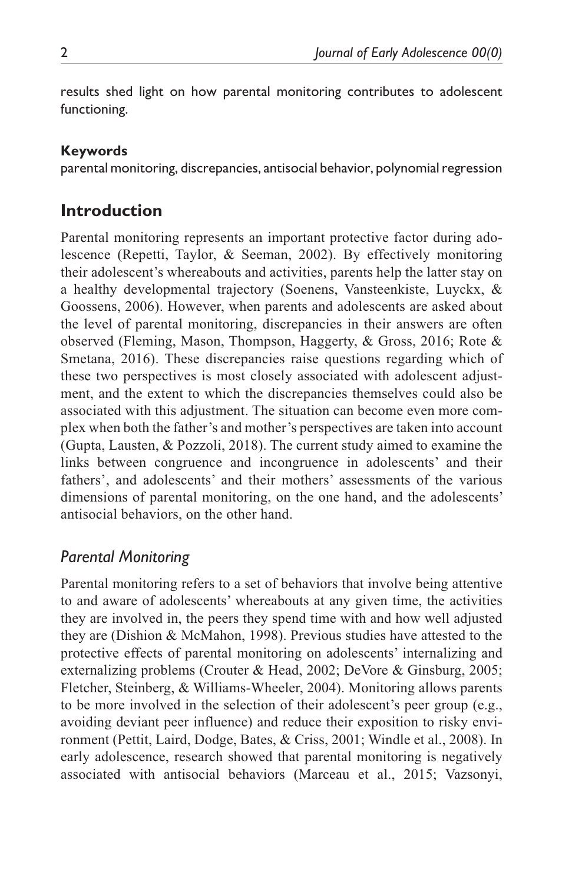results shed light on how parental monitoring contributes to adolescent functioning.

**Keywords**

parental monitoring, discrepancies, antisocial behavior, polynomial regression

## Introduction

Parental monitoring represents an important protective factor during adolescence (Repetti, Taylor, & Seeman, 2002). By effectively monitoring their adolescent's whereabouts and activities, parents help the latter stay on a healthy developmental trajectory (Soenens, Vansteenkiste, Luyckx, & Goossens, 2006). However, when parents and adolescents are asked about the level of parental monitoring, discrepancies in their answers are often observed (Fleming, Mason, Thompson, Haggerty, & Gross, 2016; Rote & Smetana, 2016). These discrepancies raise questions regarding which of these two perspectives is most closely associated with adolescent adjustment, and the extent to which the discrepancies themselves could also be associated with this adjustment. The situation can become even more complex when both the father's and mother's perspectives are taken into account (Gupta, Lausten, & Pozzoli, 2018). The current study aimed to examine the links between congruence and incongruence in adolescents' and their fathers', and adolescents' and their mothers' assessments of the various dimensions of parental monitoring, on the one hand, and the adolescents' antisocial behaviors, on the other hand.

### *Parental Monitoring*

Parental monitoring refers to a set of behaviors that involve being attentive to and aware of adolescents' whereabouts at any given time, the activities they are involved in, the peers they spend time with and how well adjusted they are (Dishion & McMahon, 1998). Previous studies have attested to the protective effects of parental monitoring on adolescents' internalizing and externalizing problems (Crouter & Head, 2002; DeVore & Ginsburg, 2005; Fletcher, Steinberg, & Williams-Wheeler, 2004). Monitoring allows parents to be more involved in the selection of their adolescent's peer group (e.g., avoiding deviant peer influence) and reduce their exposition to risky environment (Pettit, Laird, Dodge, Bates, & Criss, 2001; Windle et al., 2008). In early adolescence, research showed that parental monitoring is negatively associated with antisocial behaviors (Marceau et al., 2015; Vazsonyi,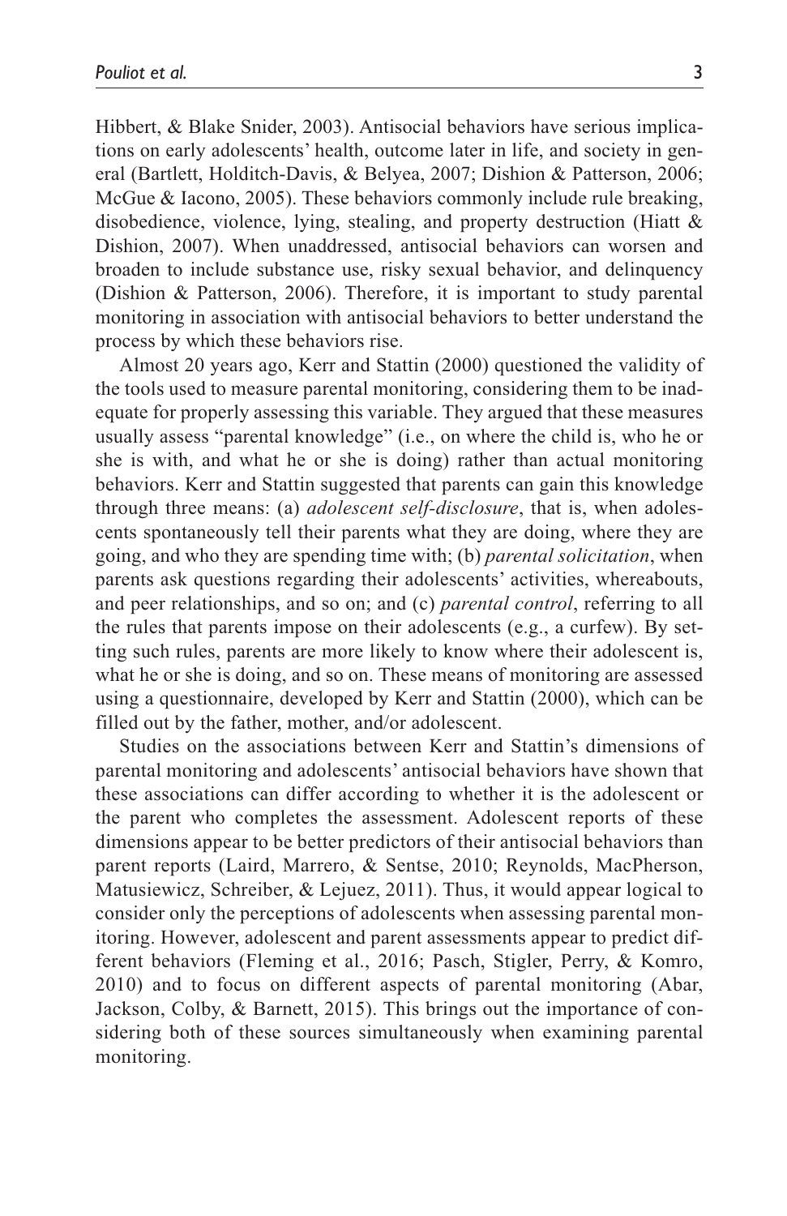Hibbert, & Blake Snider, 2003). Antisocial behaviors have serious implications on early adolescents' health, outcome later in life, and society in general (Bartlett, Holditch-Davis, & Belyea, 2007; Dishion & Patterson, 2006; McGue & Iacono, 2005). These behaviors commonly include rule breaking, disobedience, violence, lying, stealing, and property destruction (Hiatt & Dishion, 2007). When unaddressed, antisocial behaviors can worsen and broaden to include substance use, risky sexual behavior, and delinquency (Dishion & Patterson, 2006). Therefore, it is important to study parental monitoring in association with antisocial behaviors to better understand the process by which these behaviors rise.

Almost 20 years ago, Kerr and Stattin (2000) questioned the validity of the tools used to measure parental monitoring, considering them to be inadequate for properly assessing this variable. They argued that these measures usually assess "parental knowledge" (i.e., on where the child is, who he or she is with, and what he or she is doing) rather than actual monitoring behaviors. Kerr and Stattin suggested that parents can gain this knowledge through three means: (a) *adolescent self-disclosure*, that is, when adolescents spontaneously tell their parents what they are doing, where they are going, and who they are spending time with; (b) *parental solicitation*, when parents ask questions regarding their adolescents' activities, whereabouts, and peer relationships, and so on; and (c) *parental control*, referring to all the rules that parents impose on their adolescents (e.g., a curfew). By setting such rules, parents are more likely to know where their adolescent is, what he or she is doing, and so on. These means of monitoring are assessed using a questionnaire, developed by Kerr and Stattin (2000), which can be filled out by the father, mother, and/or adolescent.

Studies on the associations between Kerr and Stattin's dimensions of parental monitoring and adolescents' antisocial behaviors have shown that these associations can differ according to whether it is the adolescent or the parent who completes the assessment. Adolescent reports of these dimensions appear to be better predictors of their antisocial behaviors than parent reports (Laird, Marrero, & Sentse, 2010; Reynolds, MacPherson, Matusiewicz, Schreiber, & Lejuez, 2011). Thus, it would appear logical to consider only the perceptions of adolescents when assessing parental monitoring. However, adolescent and parent assessments appear to predict different behaviors (Fleming et al., 2016; Pasch, Stigler, Perry, & Komro, 2010) and to focus on different aspects of parental monitoring (Abar, Jackson, Colby, & Barnett, 2015). This brings out the importance of considering both of these sources simultaneously when examining parental monitoring.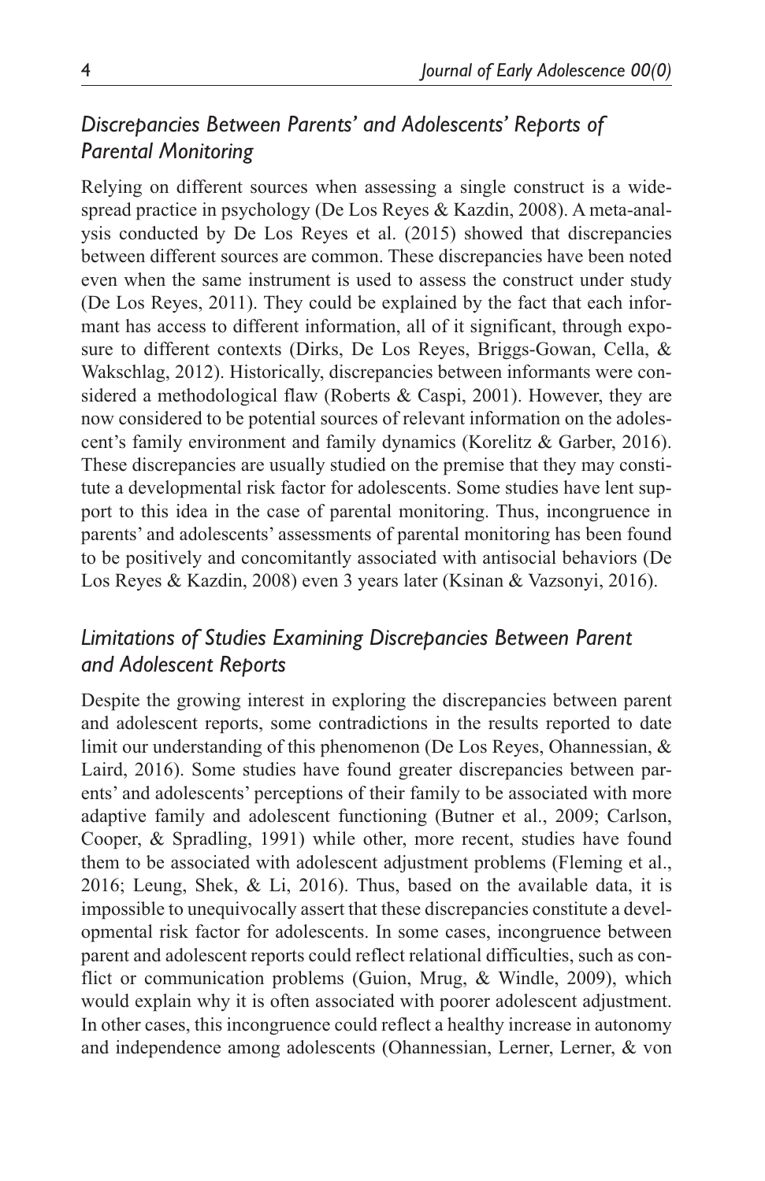## *Discrepancies Between Parents' and Adolescents' Reports of Parental Monitoring*

Relying on different sources when assessing a single construct is a widespread practice in psychology (De Los Reyes & Kazdin, 2008). A meta-analysis conducted by De Los Reyes et al. (2015) showed that discrepancies between different sources are common. These discrepancies have been noted even when the same instrument is used to assess the construct under study (De Los Reyes, 2011). They could be explained by the fact that each informant has access to different information, all of it significant, through exposure to different contexts (Dirks, De Los Reyes, Briggs-Gowan, Cella, & Wakschlag, 2012). Historically, discrepancies between informants were considered a methodological flaw (Roberts & Caspi, 2001). However, they are now considered to be potential sources of relevant information on the adolescent's family environment and family dynamics (Korelitz & Garber, 2016). These discrepancies are usually studied on the premise that they may constitute a developmental risk factor for adolescents. Some studies have lent support to this idea in the case of parental monitoring. Thus, incongruence in parents' and adolescents' assessments of parental monitoring has been found to be positively and concomitantly associated with antisocial behaviors (De Los Reyes & Kazdin, 2008) even 3 years later (Ksinan & Vazsonyi, 2016).

## *Limitations of Studies Examining Discrepancies Between Parent and Adolescent Reports*

Despite the growing interest in exploring the discrepancies between parent and adolescent reports, some contradictions in the results reported to date limit our understanding of this phenomenon (De Los Reyes, Ohannessian, & Laird, 2016). Some studies have found greater discrepancies between parents' and adolescents' perceptions of their family to be associated with more adaptive family and adolescent functioning (Butner et al., 2009; Carlson, Cooper, & Spradling, 1991) while other, more recent, studies have found them to be associated with adolescent adjustment problems (Fleming et al., 2016; Leung, Shek, & Li, 2016). Thus, based on the available data, it is impossible to unequivocally assert that these discrepancies constitute a developmental risk factor for adolescents. In some cases, incongruence between parent and adolescent reports could reflect relational difficulties, such as conflict or communication problems (Guion, Mrug, & Windle, 2009), which would explain why it is often associated with poorer adolescent adjustment. In other cases, this incongruence could reflect a healthy increase in autonomy and independence among adolescents (Ohannessian, Lerner, Lerner, & von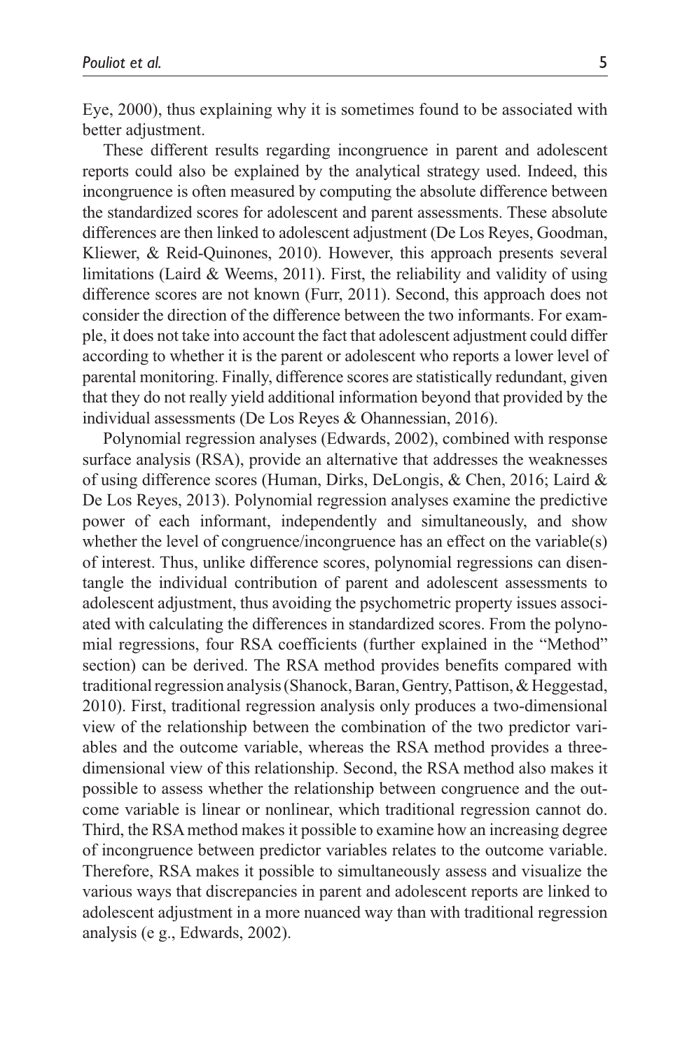Eye, 2000), thus explaining why it is sometimes found to be associated with better adjustment.

These different results regarding incongruence in parent and adolescent reports could also be explained by the analytical strategy used. Indeed, this incongruence is often measured by computing the absolute difference between the standardized scores for adolescent and parent assessments. These absolute differences are then linked to adolescent adjustment (De Los Reyes, Goodman, Kliewer, & Reid-Quinones, 2010). However, this approach presents several limitations (Laird & Weems, 2011). First, the reliability and validity of using difference scores are not known (Furr, 2011). Second, this approach does not consider the direction of the difference between the two informants. For example, it does not take into account the fact that adolescent adjustment could differ according to whether it is the parent or adolescent who reports a lower level of parental monitoring. Finally, difference scores are statistically redundant, given that they do not really yield additional information beyond that provided by the individual assessments (De Los Reyes & Ohannessian, 2016).

Polynomial regression analyses (Edwards, 2002), combined with response surface analysis (RSA), provide an alternative that addresses the weaknesses of using difference scores (Human, Dirks, DeLongis, & Chen, 2016; Laird & De Los Reyes, 2013). Polynomial regression analyses examine the predictive power of each informant, independently and simultaneously, and show whether the level of congruence/incongruence has an effect on the variable(s) of interest. Thus, unlike difference scores, polynomial regressions can disentangle the individual contribution of parent and adolescent assessments to adolescent adjustment, thus avoiding the psychometric property issues associated with calculating the differences in standardized scores. From the polynomial regressions, four RSA coefficients (further explained in the "Method" section) can be derived. The RSA method provides benefits compared with traditional regression analysis (Shanock, Baran, Gentry, Pattison, & Heggestad, 2010). First, traditional regression analysis only produces a two-dimensional view of the relationship between the combination of the two predictor variables and the outcome variable, whereas the RSA method provides a three-dimensional view of this relationship. Second, the RSA method also makes it possible to assess whether the relationship between congruence and the outcome variable is linear or nonlinear, which traditional regression cannot do. Third, the RSA method makes it possible to examine how an increasing degree of incongruence between predictor variables relates to the outcome variable. Therefore, RSA makes it possible to simultaneously assess and visualize the various ways that discrepancies in parent and adolescent reports are linked to adolescent adjustment in a more nuanced way than with traditional regression analysis (e g., Edwards, 2002).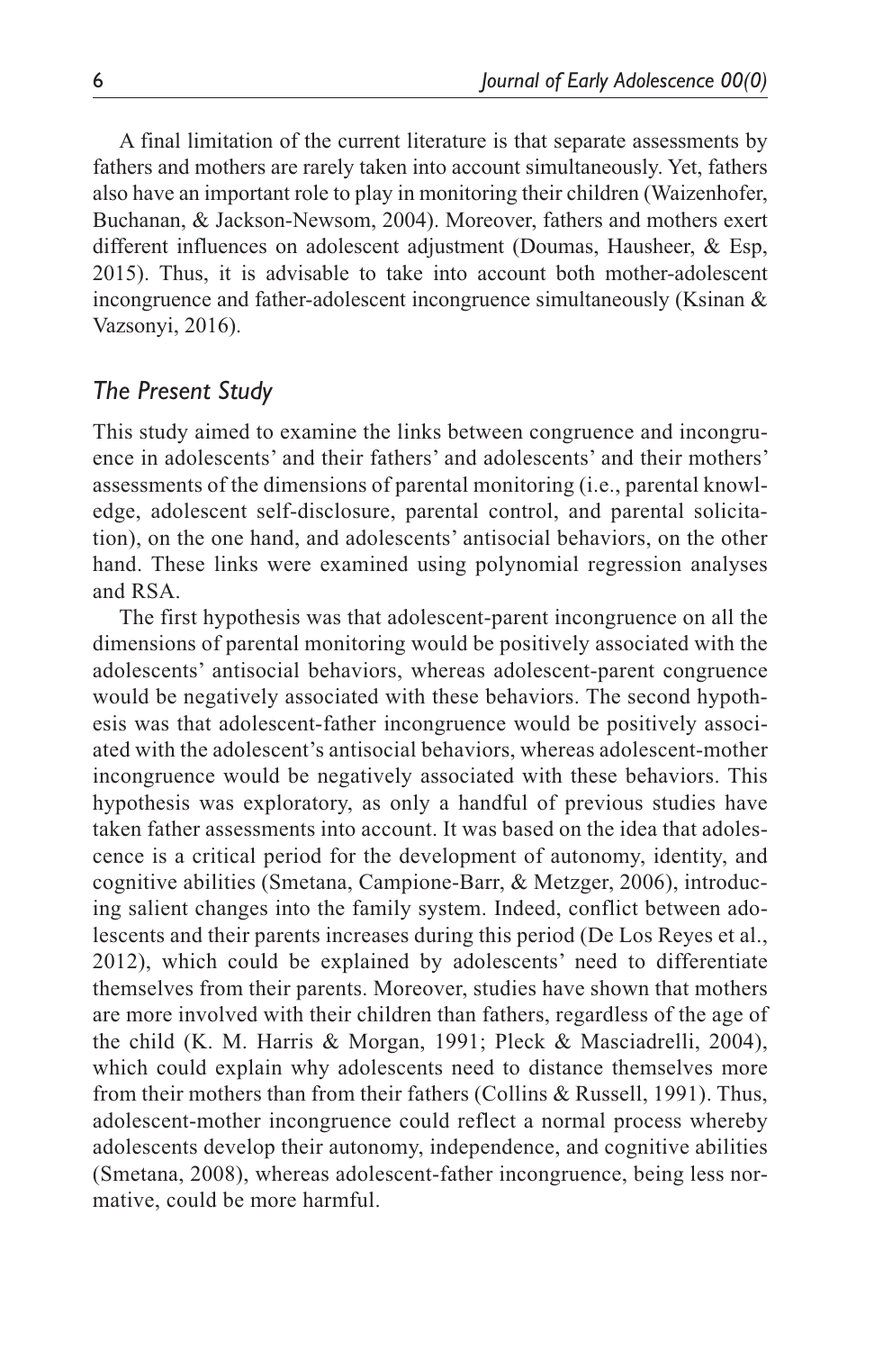A final limitation of the current literature is that separate assessments by fathers and mothers are rarely taken into account simultaneously. Yet, fathers also have an important role to play in monitoring their children (Waizenhofer, Buchanan, & Jackson-Newsom, 2004). Moreover, fathers and mothers exert different influences on adolescent adjustment (Doumas, Hausheer, & Esp, 2015). Thus, it is advisable to take into account both mother-adolescent incongruence and father-adolescent incongruence simultaneously (Ksinan & Vazsonyi, 2016).

## *The Present Study*

This study aimed to examine the links between congruence and incongruence in adolescents' and their fathers' and adolescents' and their mothers' assessments of the dimensions of parental monitoring (i.e., parental knowledge, adolescent self-disclosure, parental control, and parental solicitation), on the one hand, and adolescents' antisocial behaviors, on the other hand. These links were examined using polynomial regression analyses and RSA.

The first hypothesis was that adolescent-parent incongruence on all the dimensions of parental monitoring would be positively associated with the adolescents' antisocial behaviors, whereas adolescent-parent congruence would be negatively associated with these behaviors. The second hypothesis was that adolescent-father incongruence would be positively associated with the adolescent's antisocial behaviors, whereas adolescent-mother incongruence would be negatively associated with these behaviors. This hypothesis was exploratory, as only a handful of previous studies have taken father assessments into account. It was based on the idea that adolescence is a critical period for the development of autonomy, identity, and cognitive abilities (Smetana, Campione-Barr, & Metzger, 2006), introducing salient changes into the family system. Indeed, conflict between adolescents and their parents increases during this period (De Los Reyes et al., 2012), which could be explained by adolescents' need to differentiate themselves from their parents. Moreover, studies have shown that mothers are more involved with their children than fathers, regardless of the age of the child (K. M. Harris & Morgan, 1991; Pleck & Masciadrelli, 2004), which could explain why adolescents need to distance themselves more from their mothers than from their fathers (Collins & Russell, 1991). Thus, adolescent-mother incongruence could reflect a normal process whereby adolescents develop their autonomy, independence, and cognitive abilities (Smetana, 2008), whereas adolescent-father incongruence, being less normative, could be more harmful.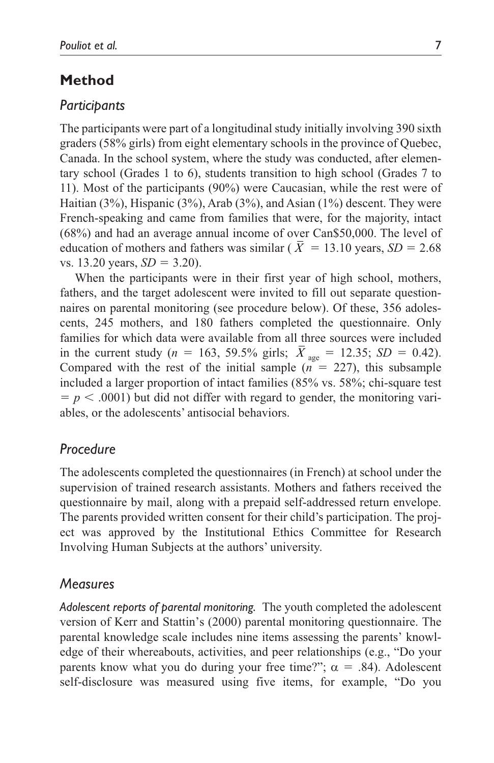## Method

### Participants

The participants were part of a longitudinal study initially involving 390 sixth graders (58% girls) from eight elementary schools in the province of Quebec, Canada. In the school system, where the study was conducted, after elementary school (Grades 1 to 6), students transition to high school (Grades 7 to 11). Most of the participants (90%) were Caucasian, while the rest were of Haitian (3%), Hispanic (3%), Arab (3%), and Asian (1%) descent. They were French-speaking and came from families that were, for the majority, intact (68%) and had an average annual income of over Can$50,000. The level of education of mothers and fathers was similar ($\bar{X}$ = 13.10 years, *SD* = 2.68 vs. 13.20 years, *SD* = 3.20).

When the participants were in their first year of high school, mothers, fathers, and the target adolescent were invited to fill out separate questionnaires on parental monitoring (see procedure below). Of these, 356 adolescents, 245 mothers, and 180 fathers completed the questionnaire. Only families for which data were available from all three sources were included in the current study (*n* = 163, 59.5% girls; $\bar{X}_{\text{age}}$ = 12.35; *SD* = 0.42). Compared with the rest of the initial sample (*n* = 227), this subsample included a larger proportion of intact families (85% vs. 58%; chi-square test = $p < .0001$) but did not differ with regard to gender, the monitoring variables, or the adolescents' antisocial behaviors.

### Procedure

The adolescents completed the questionnaires (in French) at school under the supervision of trained research assistants. Mothers and fathers received the questionnaire by mail, along with a prepaid self-addressed return envelope. The parents provided written consent for their child's participation. The project was approved by the Institutional Ethics Committee for Research Involving Human Subjects at the authors' university.

### Measures

*Adolescent reports of parental monitoring.* The youth completed the adolescent version of Kerr and Stattin's (2000) parental monitoring questionnaire. The parental knowledge scale includes nine items assessing the parents' knowledge of their whereabouts, activities, and peer relationships (e.g., "Do your parents know what you do during your free time?"; $\alpha$ = .84). Adolescent self-disclosure was measured using five items, for example, "Do you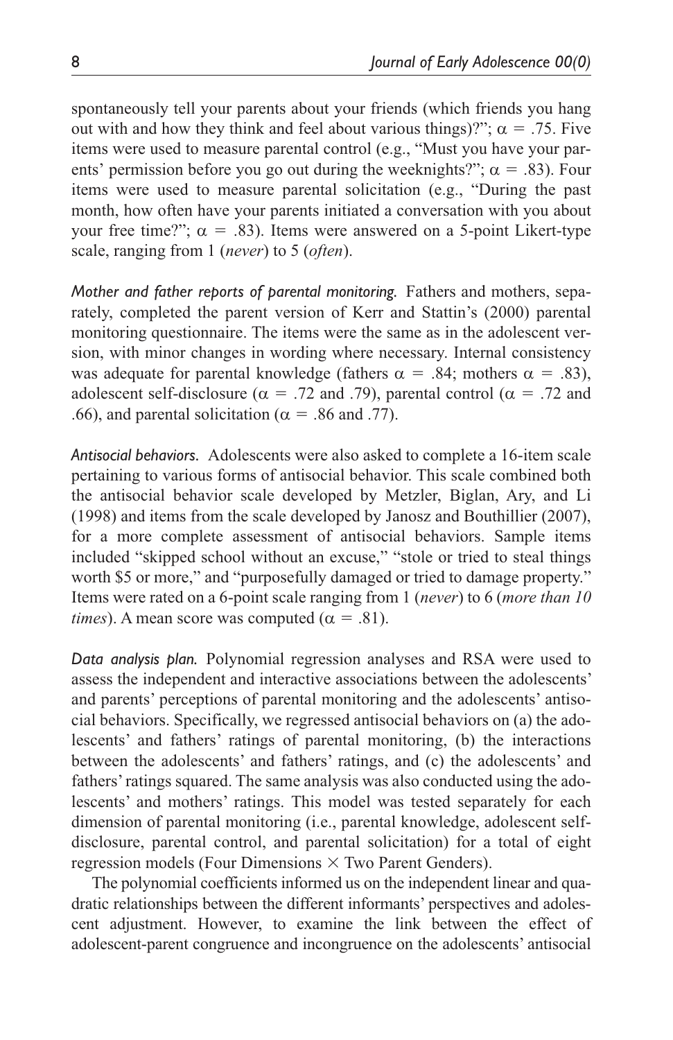spontaneously tell your parents about your friends (which friends you hang out with and how they think and feel about various things)?"; $\alpha = .75$. Five items were used to measure parental control (e.g., "Must you have your parents' permission before you go out during the weeknights?"; $\alpha = .83$). Four items were used to measure parental solicitation (e.g., "During the past month, how often have your parents initiated a conversation with you about your free time?"; $\alpha = .83$). Items were answered on a 5-point Likert-type scale, ranging from 1 (*never*) to 5 (*often*).

*Mother and father reports of parental monitoring.* Fathers and mothers, separately, completed the parent version of Kerr and Stattin's (2000) parental monitoring questionnaire. The items were the same as in the adolescent version, with minor changes in wording where necessary. Internal consistency was adequate for parental knowledge (fathers $\alpha = .84$; mothers $\alpha = .83$), adolescent self-disclosure ($\alpha = .72$ and .79), parental control ($\alpha = .72$ and .66), and parental solicitation ($\alpha = .86$ and .77).

*Antisocial behaviors.* Adolescents were also asked to complete a 16-item scale pertaining to various forms of antisocial behavior. This scale combined both the antisocial behavior scale developed by Metzler, Biglan, Ary, and Li (1998) and items from the scale developed by Janosz and Bouthillier (2007), for a more complete assessment of antisocial behaviors. Sample items included "skipped school without an excuse," "stole or tried to steal things worth $5 or more," and "purposefully damaged or tried to damage property." Items were rated on a 6-point scale ranging from 1 (*never*) to 6 (*more than 10 times*). A mean score was computed ($\alpha = .81$).

*Data analysis plan.* Polynomial regression analyses and RSA were used to assess the independent and interactive associations between the adolescents' and parents' perceptions of parental monitoring and the adolescents' antisocial behaviors. Specifically, we regressed antisocial behaviors on (a) the adolescents' and fathers' ratings of parental monitoring, (b) the interactions between the adolescents' and fathers' ratings, and (c) the adolescents' and fathers' ratings squared. The same analysis was also conducted using the adolescents' and mothers' ratings. This model was tested separately for each dimension of parental monitoring (i.e., parental knowledge, adolescent self-disclosure, parental control, and parental solicitation) for a total of eight regression models (Four Dimensions × Two Parent Genders).

The polynomial coefficients informed us on the independent linear and quadratic relationships between the different informants' perspectives and adolescent adjustment. However, to examine the link between the effect of adolescent-parent congruence and incongruence on the adolescents' antisocial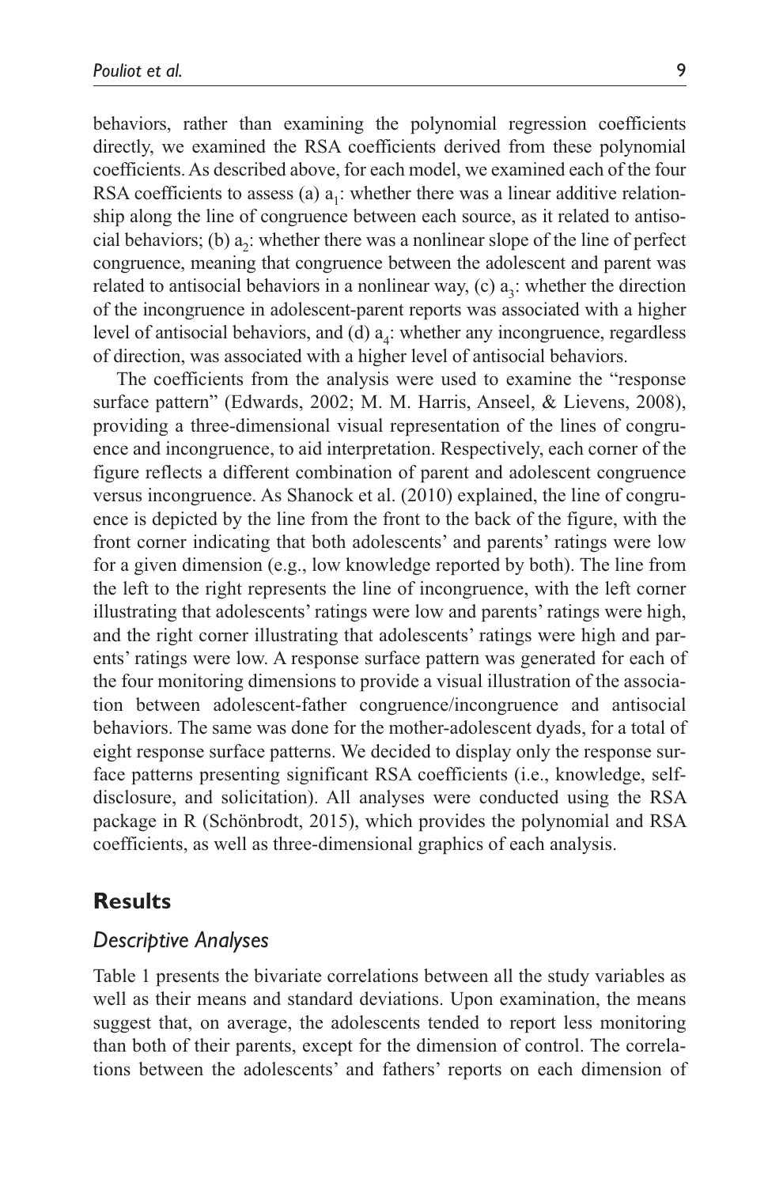behaviors, rather than examining the polynomial regression coefficients directly, we examined the RSA coefficients derived from these polynomial coefficients. As described above, for each model, we examined each of the four RSA coefficients to assess (a) $a_1$: whether there was a linear additive relationship along the line of congruence between each source, as it related to antisocial behaviors; (b) $a_2$: whether there was a nonlinear slope of the line of perfect congruence, meaning that congruence between the adolescent and parent was related to antisocial behaviors in a nonlinear way, (c) $a_3$: whether the direction of the incongruence in adolescent-parent reports was associated with a higher level of antisocial behaviors, and (d) $a_4$: whether any incongruence, regardless of direction, was associated with a higher level of antisocial behaviors.

The coefficients from the analysis were used to examine the "response surface pattern" (Edwards, 2002; M. M. Harris, Anseel, & Lievens, 2008), providing a three-dimensional visual representation of the lines of congruence and incongruence, to aid interpretation. Respectively, each corner of the figure reflects a different combination of parent and adolescent congruence versus incongruence. As Shanock et al. (2010) explained, the line of congruence is depicted by the line from the front to the back of the figure, with the front corner indicating that both adolescents' and parents' ratings were low for a given dimension (e.g., low knowledge reported by both). The line from the left to the right represents the line of incongruence, with the left corner illustrating that adolescents' ratings were low and parents' ratings were high, and the right corner illustrating that adolescents' ratings were high and parents' ratings were low. A response surface pattern was generated for each of the four monitoring dimensions to provide a visual illustration of the association between adolescent-father congruence/incongruence and antisocial behaviors. The same was done for the mother-adolescent dyads, for a total of eight response surface patterns. We decided to display only the response surface patterns presenting significant RSA coefficients (i.e., knowledge, self-disclosure, and solicitation). All analyses were conducted using the RSA package in R (Schönbrodt, 2015), which provides the polynomial and RSA coefficients, as well as three-dimensional graphics of each analysis.

## Results

### *Descriptive Analyses*

Table 1 presents the bivariate correlations between all the study variables as well as their means and standard deviations. Upon examination, the means suggest that, on average, the adolescents tended to report less monitoring than both of their parents, except for the dimension of control. The correlations between the adolescents' and fathers' reports on each dimension of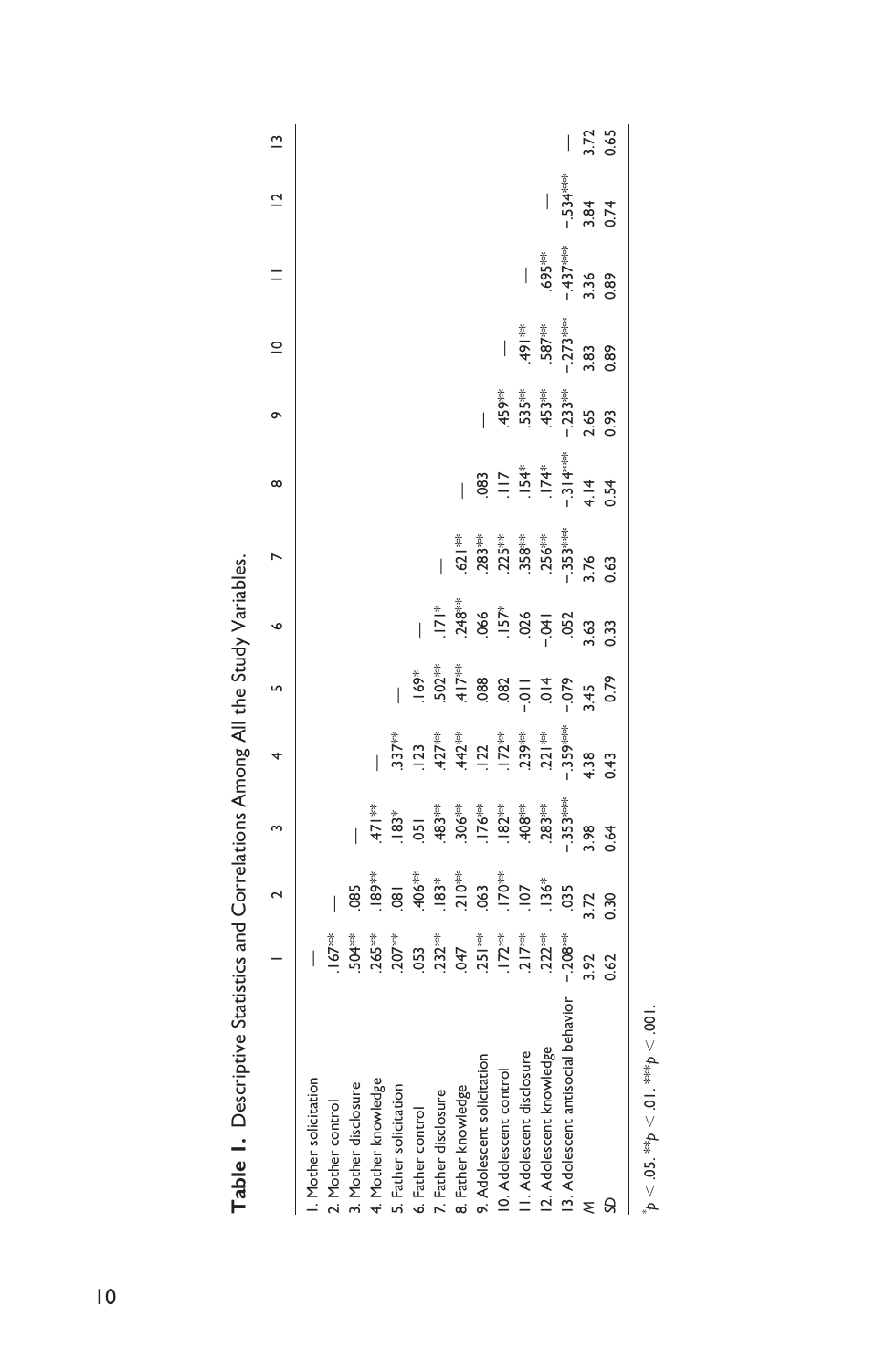**Table 1.** Descriptive Statistics and Correlations Among All the Study Variables.

| | 1 | 2 | 3 | 4 | 5 | 6 | 7 | 8 | 9 | 10 | 11 | 12 | 13 |
|---|---|---|---|---|---|---|---|---|---|---|---|---|---|
| 1. Mother solicitation | — | | | | | | | | | | | | |
| 2. Mother control | .167** | — | | | | | | | | | | | |
| 3. Mother disclosure | .504** | .085 | — | | | | | | | | | | |
| 4. Mother knowledge | .265** | .189** | .471** | — | | | | | | | | | |
| 5. Father solicitation | .207** | .081 | .183* | .337** | — | | | | | | | | |
| 6. Father control | .053 | .406** | .051 | .123 | .169* | — | | | | | | | |
| 7. Father disclosure | .232** | .183* | .483** | .427** | .502** | .171* | — | | | | | | |
| 8. Father knowledge | .047 | .210** | .306** | .442** | .417** | .248** | .621** | — | | | | | |
| 9. Adolescent solicitation | .251** | .063 | .176** | .122 | .088 | .066 | .283** | .083 | — | | | | |
| 10. Adolescent control | .172** | .170** | .182** | .172** | .082 | .157* | .225** | .117 | .459** | — | | | |
| 11. Adolescent disclosure | .217** | .107 | .408** | .239** | -.011 | .026 | .358** | .154* | .535** | .491** | — | | |
| 12. Adolescent knowledge | .222** | .136* | .283** | .221** | .014 | -.041 | .256** | .174* | .453** | .587** | .695** | — | |
| 13. Adolescent antisocial behavior | -.208** | .035 | -.353*** | -.359*** | -.079 | .052 | -.353*** | -.314*** | -.233** | -.273*** | -.437*** | -.534*** | — |
| *M* | 3.92 | 3.72 | 3.98 | 4.38 | 3.45 | 3.63 | 3.76 | 4.14 | 2.65 | 3.83 | 3.36 | 3.84 | 3.72 |
| *SD* | 0.62 | 0.30 | 0.64 | 0.43 | 0.79 | 0.33 | 0.63 | 0.54 | 0.93 | 0.89 | 0.89 | 0.74 | 0.65 |

$^{*}p < .05$. $^{**}p < .01$. $^{***}p < .001$.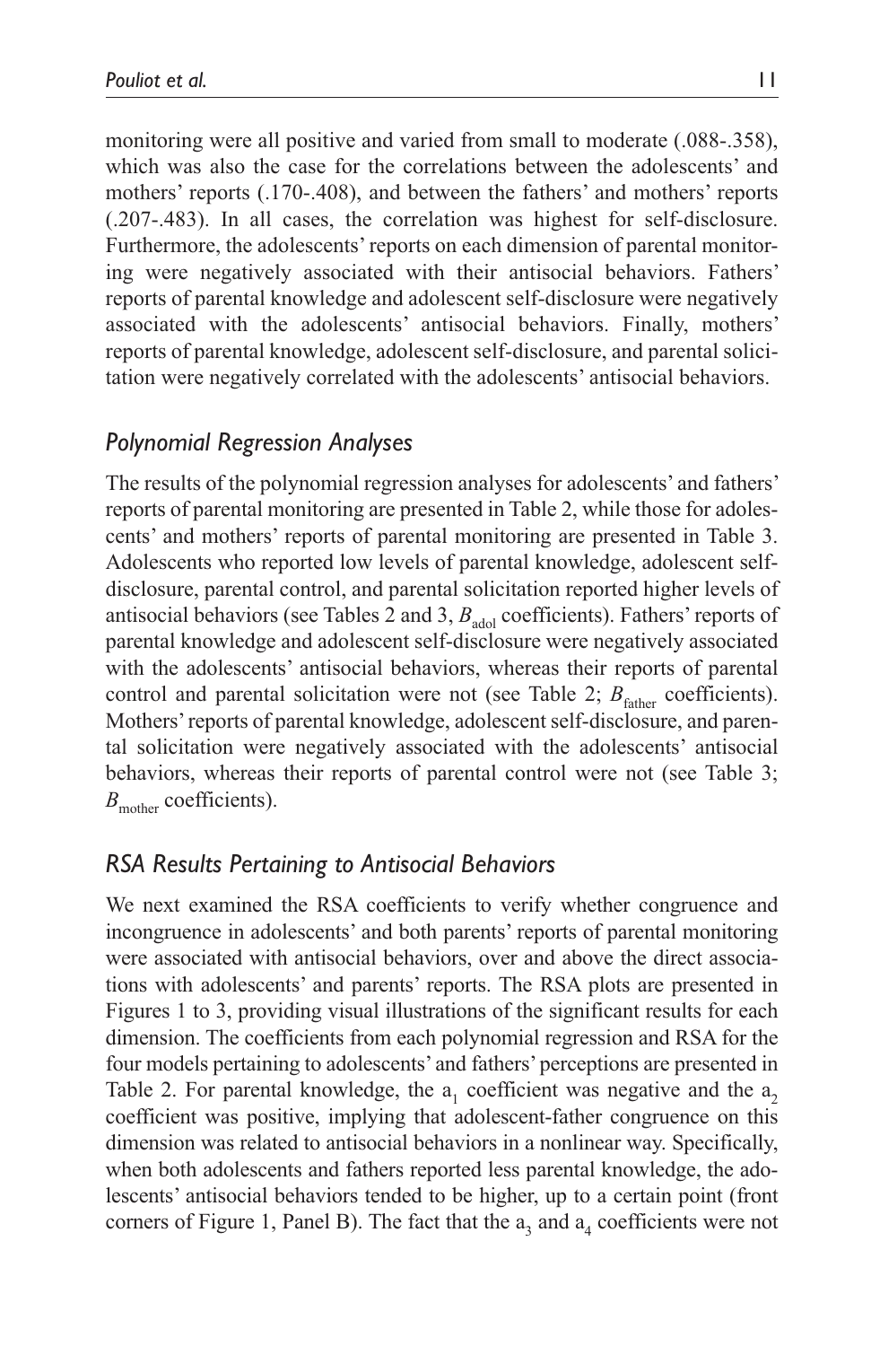monitoring were all positive and varied from small to moderate (.088-.358), which was also the case for the correlations between the adolescents' and mothers' reports (.170-.408), and between the fathers' and mothers' reports (.207-.483). In all cases, the correlation was highest for self-disclosure. Furthermore, the adolescents' reports on each dimension of parental monitoring were negatively associated with their antisocial behaviors. Fathers' reports of parental knowledge and adolescent self-disclosure were negatively associated with the adolescents' antisocial behaviors. Finally, mothers' reports of parental knowledge, adolescent self-disclosure, and parental solicitation were negatively correlated with the adolescents' antisocial behaviors.

## *Polynomial Regression Analyses*

The results of the polynomial regression analyses for adolescents' and fathers' reports of parental monitoring are presented in Table 2, while those for adolescents' and mothers' reports of parental monitoring are presented in Table 3. Adolescents who reported low levels of parental knowledge, adolescent self-disclosure, parental control, and parental solicitation reported higher levels of antisocial behaviors (see Tables 2 and 3, $B_{\text{adol}}$ coefficients). Fathers' reports of parental knowledge and adolescent self-disclosure were negatively associated with the adolescents' antisocial behaviors, whereas their reports of parental control and parental solicitation were not (see Table 2; $B_{\text{father}}$ coefficients). Mothers' reports of parental knowledge, adolescent self-disclosure, and parental solicitation were negatively associated with the adolescents' antisocial behaviors, whereas their reports of parental control were not (see Table 3; $B_{\text{mother}}$ coefficients).

## *RSA Results Pertaining to Antisocial Behaviors*

We next examined the RSA coefficients to verify whether congruence and incongruence in adolescents' and both parents' reports of parental monitoring were associated with antisocial behaviors, over and above the direct associations with adolescents' and parents' reports. The RSA plots are presented in Figures 1 to 3, providing visual illustrations of the significant results for each dimension. The coefficients from each polynomial regression and RSA for the four models pertaining to adolescents' and fathers' perceptions are presented in Table 2. For parental knowledge, the $a_1$ coefficient was negative and the $a_2$ coefficient was positive, implying that adolescent-father congruence on this dimension was related to antisocial behaviors in a nonlinear way. Specifically, when both adolescents and fathers reported less parental knowledge, the adolescents' antisocial behaviors tended to be higher, up to a certain point (front corners of Figure 1, Panel B). The fact that the $a_3$ and $a_4$ coefficients were not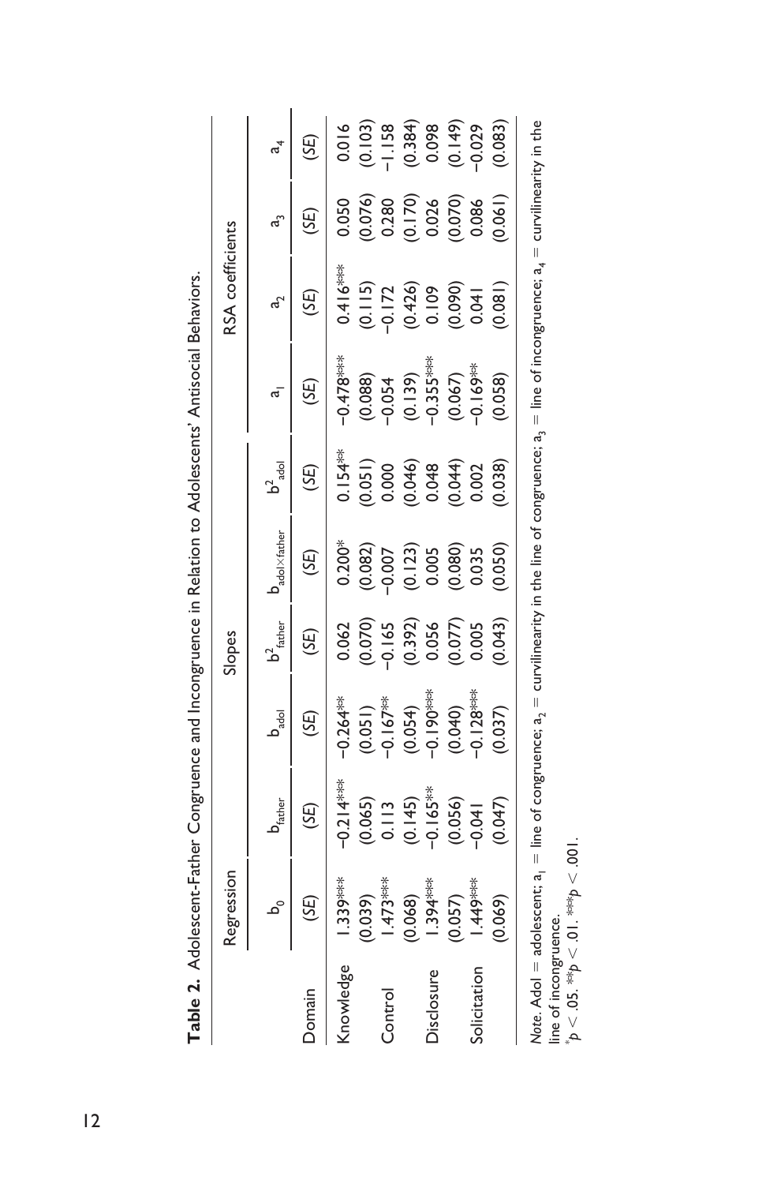**Table 2.** Adolescent-Father Congruence and Incongruence in Relation to Adolescents' Antisocial Behaviors.

| | Regression | | | Slopes | | | RSA coefficients | | | |
|---|---|---|---|---|---|---|---|---|---|---|
| | $b_0$ | $b_{father}$ | $b_{adol}$ | $b^2_{father}$ | $b_{adol \times father}$ | $b^2_{adol}$ | $a_1$ | $a_2$ | $a_3$ | $a_4$ |
| Domain | (*SE*) | (*SE*) | (*SE*) | (*SE*) | (*SE*) | (*SE*) | (*SE*) | (*SE*) | (*SE*) | (*SE*) |
| Knowledge | 1.339*** | −0.214*** | −0.264*** | 0.062 | 0.200* | 0.154** | −0.478*** | 0.416*** | 0.050 | 0.016 |
| | (0.039) | (0.065) | (0.051) | (0.070) | (0.082) | (0.051) | (0.088) | (0.115) | (0.076) | (0.103) |
| Control | 1.473*** | 0.113 | −0.167** | −0.165 | −0.007 | 0.000 | −0.054 | −0.172 | 0.280 | −1.158 |
| | (0.068) | (0.145) | (0.054) | (0.392) | (0.123) | (0.046) | (0.139) | (0.426) | (0.170) | (0.384) |
| Disclosure | 1.394*** | −0.165** | −0.190*** | 0.056 | 0.005 | 0.048 | −0.355*** | 0.109 | 0.026 | 0.098 |
| | (0.057) | (0.056) | (0.040) | (0.077) | (0.080) | (0.044) | (0.067) | (0.090) | (0.070) | (0.149) |
| Solicitation | 1.449*** | −0.041 | −0.128*** | 0.005 | 0.035 | 0.002 | −0.169** | 0.041 | 0.086 | −0.029 |
| | (0.069) | (0.047) | (0.037) | (0.043) | (0.050) | (0.038) | (0.058) | (0.081) | (0.061) | (0.083) |

*Note*. Adol = adolescent; $a_1$ = line of congruence; $a_2$ = curvilinearity in the line of congruence; $a_3$ = line of incongruence; $a_4$ = curvilinearity in the line of incongruence.
*$p < .05$. **$p < .01$. ***$p < .001$.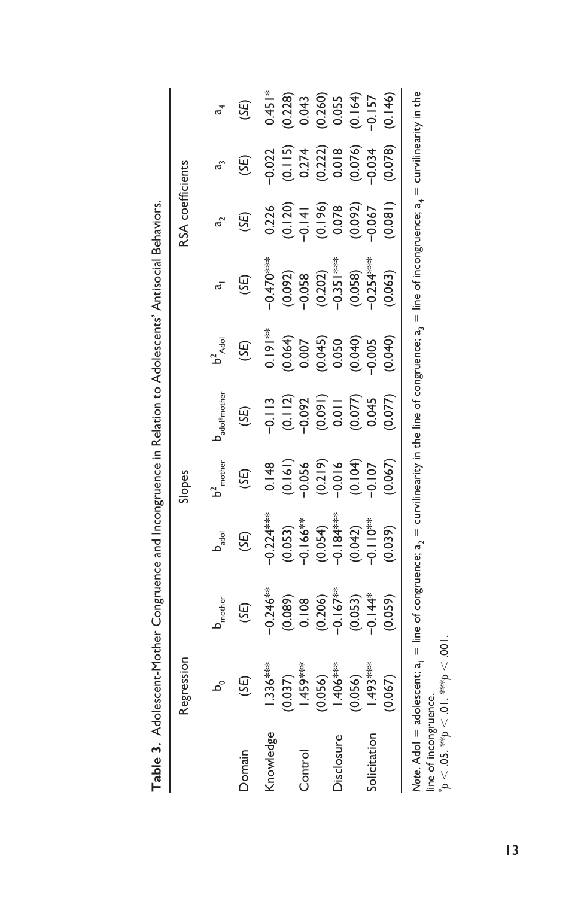**Table 3.** Adolescent-Mother Congruence and Incongruence in Relation to Adolescents' Antisocial Behaviors.

| | Regression | | | Slopes | | | RSA coefficients | | | |
|---|---|---|---|---|---|---|---|---|---|---|
| | $b_0$ | $b_{mother}$ | $b_{adol}$ | $b^2_{mother}$ | $b_{adol*mother}$ | $b^2_{Adol}$ | $a_1$ | $a_2$ | $a_3$ | $a_4$ |
| Domain | (*SE*) | (*SE*) | (*SE*) | (*SE*) | (*SE*) | (*SE*) | (*SE*) | (*SE*) | (*SE*) | (*SE*) |
| Knowledge | 1.336*** | −0.246** | −0.224*** | 0.148 | −0.113 | 0.191** | −0.470*** | 0.226 | −0.022 | 0.451* |
| | (0.037) | (0.089) | (0.053) | (0.161) | (0.112) | (0.064) | (0.092) | (0.120) | (0.115) | (0.228) |
| Control | 1.459*** | 0.108 | −0.166** | −0.056 | −0.092 | 0.007 | −0.058 | −0.141 | 0.274 | 0.043 |
| | (0.056) | (0.206) | (0.054) | (0.219) | (0.091) | (0.045) | (0.202) | (0.196) | (0.222) | (0.260) |
| Disclosure | 1.406*** | −0.167** | −0.184*** | −0.016 | 0.011 | 0.050 | −0.351*** | 0.078 | 0.018 | 0.055 |
| | (0.056) | (0.053) | (0.042) | (0.104) | (0.077) | (0.040) | (0.058) | (0.092) | (0.076) | (0.164) |
| Solicitation | 1.493*** | −0.144* | −0.110** | −0.107 | 0.045 | −0.005 | −0.254*** | −0.067 | −0.034 | −0.157 |
| | (0.067) | (0.059) | (0.039) | (0.067) | (0.077) | (0.040) | (0.063) | (0.081) | (0.078) | (0.146) |

*Note*. Adol = adolescent; $a_1$ = line of congruence; $a_2$ = curvilinearity in the line of congruence; $a_3$ = line of incongruence; $a_4$ = curvilinearity in the line of incongruence.
*$p < .05$. **$p < .01$. ***$p < .001$.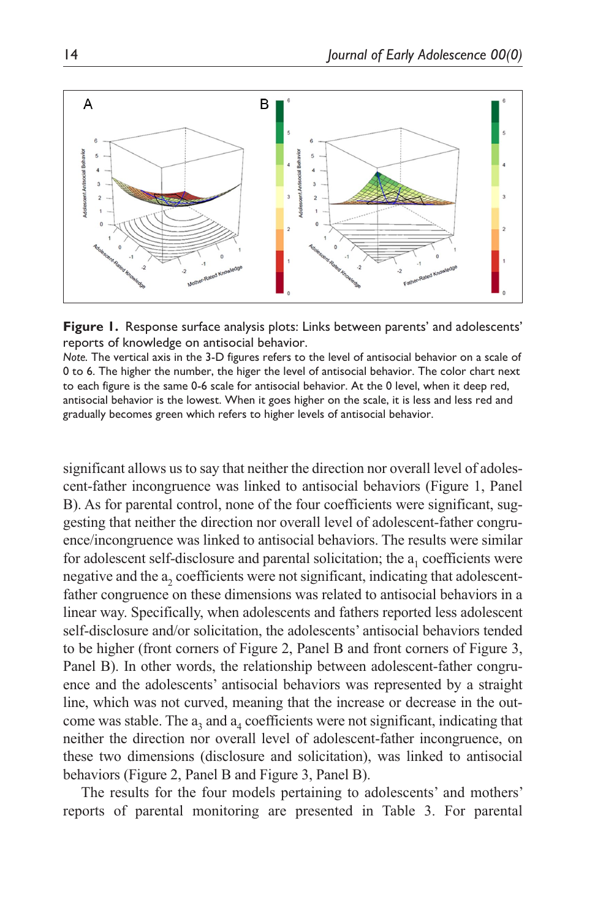**Figure 1.** Response surface analysis plots: Links between parents' and adolescents' reports of knowledge on antisocial behavior.

*Note.* The vertical axis in the 3-D figures refers to the level of antisocial behavior on a scale of 0 to 6. The higher the number, the higer the level of antisocial behavior. The color chart next to each figure is the same 0-6 scale for antisocial behavior. At the 0 level, when it deep red, antisocial behavior is the lowest. When it goes higher on the scale, it is less and less red and gradually becomes green which refers to higher levels of antisocial behavior.

significant allows us to say that neither the direction nor overall level of adolescent-father incongruence was linked to antisocial behaviors (Figure 1, Panel B). As for parental control, none of the four coefficients were significant, suggesting that neither the direction nor overall level of adolescent-father congruence/incongruence was linked to antisocial behaviors. The results were similar for adolescent self-disclosure and parental solicitation; the $a_1$ coefficients were negative and the $a_2$ coefficients were not significant, indicating that adolescent-father congruence on these dimensions was related to antisocial behaviors in a linear way. Specifically, when adolescents and fathers reported less adolescent self-disclosure and/or solicitation, the adolescents' antisocial behaviors tended to be higher (front corners of Figure 2, Panel B and front corners of Figure 3, Panel B). In other words, the relationship between adolescent-father congruence and the adolescents' antisocial behaviors was represented by a straight line, which was not curved, meaning that the increase or decrease in the outcome was stable. The $a_3$ and $a_4$ coefficients were not significant, indicating that neither the direction nor overall level of adolescent-father incongruence, on these two dimensions (disclosure and solicitation), was linked to antisocial behaviors (Figure 2, Panel B and Figure 3, Panel B).

The results for the four models pertaining to adolescents' and mothers' reports of parental monitoring are presented in Table 3. For parental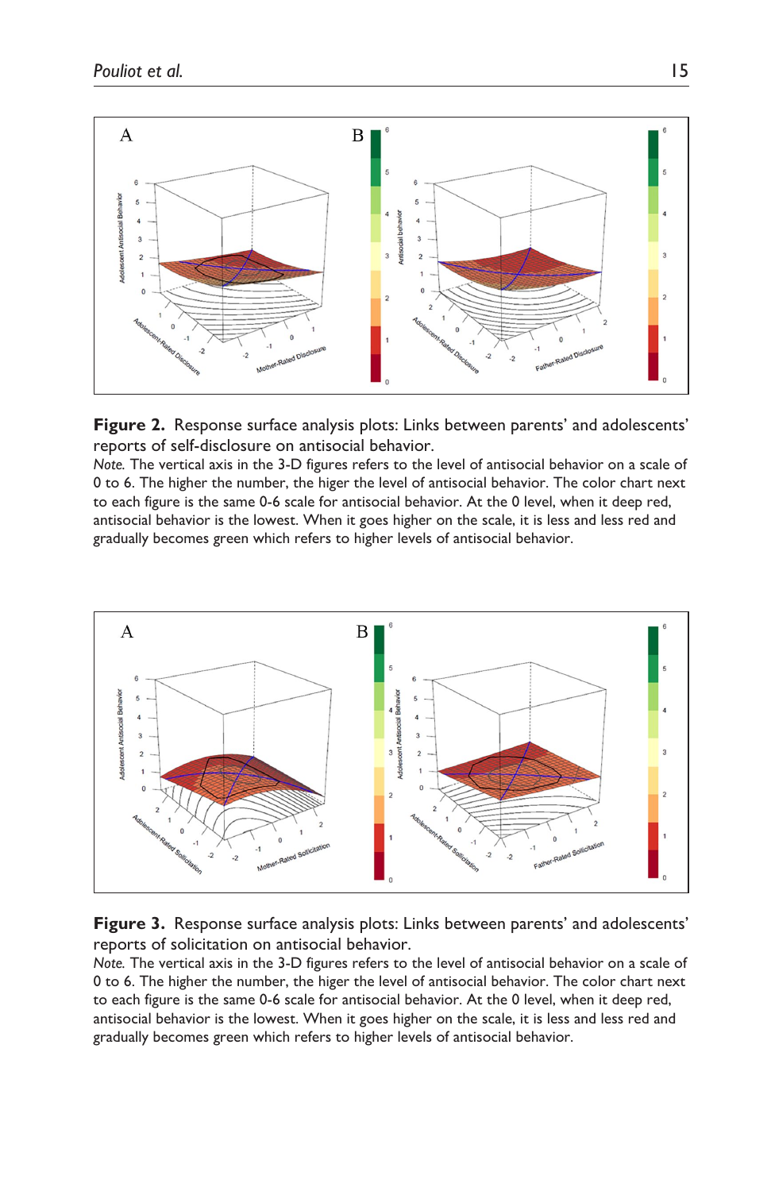**Figure 2.** Response surface analysis plots: Links between parents' and adolescents' reports of self-disclosure on antisocial behavior.

*Note.* The vertical axis in the 3-D figures refers to the level of antisocial behavior on a scale of 0 to 6. The higher the number, the higer the level of antisocial behavior. The color chart next to each figure is the same 0-6 scale for antisocial behavior. At the 0 level, when it deep red, antisocial behavior is the lowest. When it goes higher on the scale, it is less and less red and gradually becomes green which refers to higher levels of antisocial behavior.

**Figure 3.** Response surface analysis plots: Links between parents' and adolescents' reports of solicitation on antisocial behavior.

*Note.* The vertical axis in the 3-D figures refers to the level of antisocial behavior on a scale of 0 to 6. The higher the number, the higer the level of antisocial behavior. The color chart next to each figure is the same 0-6 scale for antisocial behavior. At the 0 level, when it deep red, antisocial behavior is the lowest. When it goes higher on the scale, it is less and less red and gradually becomes green which refers to higher levels of antisocial behavior.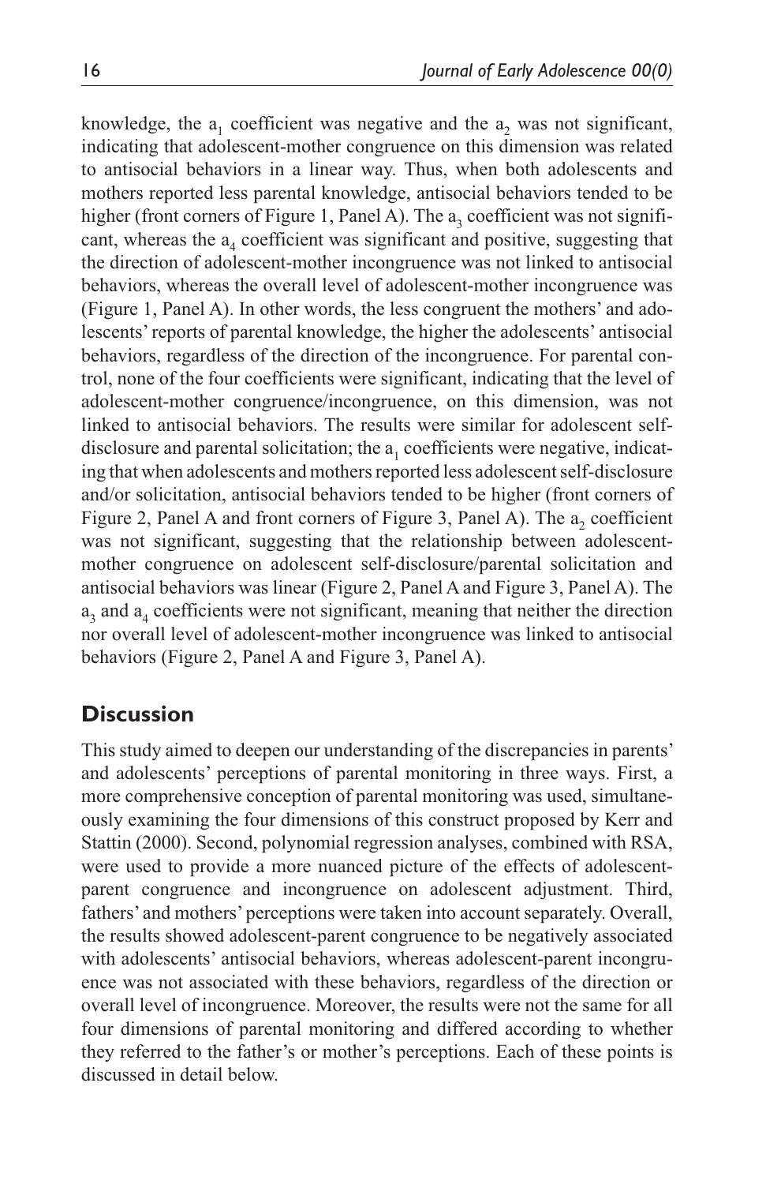knowledge, the $a_1$ coefficient was negative and the $a_2$ was not significant, indicating that adolescent-mother congruence on this dimension was related to antisocial behaviors in a linear way. Thus, when both adolescents and mothers reported less parental knowledge, antisocial behaviors tended to be higher (front corners of Figure 1, Panel A). The $a_3$ coefficient was not significant, whereas the $a_4$ coefficient was significant and positive, suggesting that the direction of adolescent-mother incongruence was not linked to antisocial behaviors, whereas the overall level of adolescent-mother incongruence was (Figure 1, Panel A). In other words, the less congruent the mothers' and adolescents' reports of parental knowledge, the higher the adolescents' antisocial behaviors, regardless of the direction of the incongruence. For parental control, none of the four coefficients were significant, indicating that the level of adolescent-mother congruence/incongruence, on this dimension, was not linked to antisocial behaviors. The results were similar for adolescent self-disclosure and parental solicitation; the $a_1$ coefficients were negative, indicating that when adolescents and mothers reported less adolescent self-disclosure and/or solicitation, antisocial behaviors tended to be higher (front corners of Figure 2, Panel A and front corners of Figure 3, Panel A). The $a_2$ coefficient was not significant, suggesting that the relationship between adolescent-mother congruence on adolescent self-disclosure/parental solicitation and antisocial behaviors was linear (Figure 2, Panel A and Figure 3, Panel A). The $a_3$ and $a_4$ coefficients were not significant, meaning that neither the direction nor overall level of adolescent-mother incongruence was linked to antisocial behaviors (Figure 2, Panel A and Figure 3, Panel A).

## Discussion

This study aimed to deepen our understanding of the discrepancies in parents' and adolescents' perceptions of parental monitoring in three ways. First, a more comprehensive conception of parental monitoring was used, simultaneously examining the four dimensions of this construct proposed by Kerr and Stattin (2000). Second, polynomial regression analyses, combined with RSA, were used to provide a more nuanced picture of the effects of adolescent-parent congruence and incongruence on adolescent adjustment. Third, fathers' and mothers' perceptions were taken into account separately. Overall, the results showed adolescent-parent congruence to be negatively associated with adolescents' antisocial behaviors, whereas adolescent-parent incongruence was not associated with these behaviors, regardless of the direction or overall level of incongruence. Moreover, the results were not the same for all four dimensions of parental monitoring and differed according to whether they referred to the father's or mother's perceptions. Each of these points is discussed in detail below.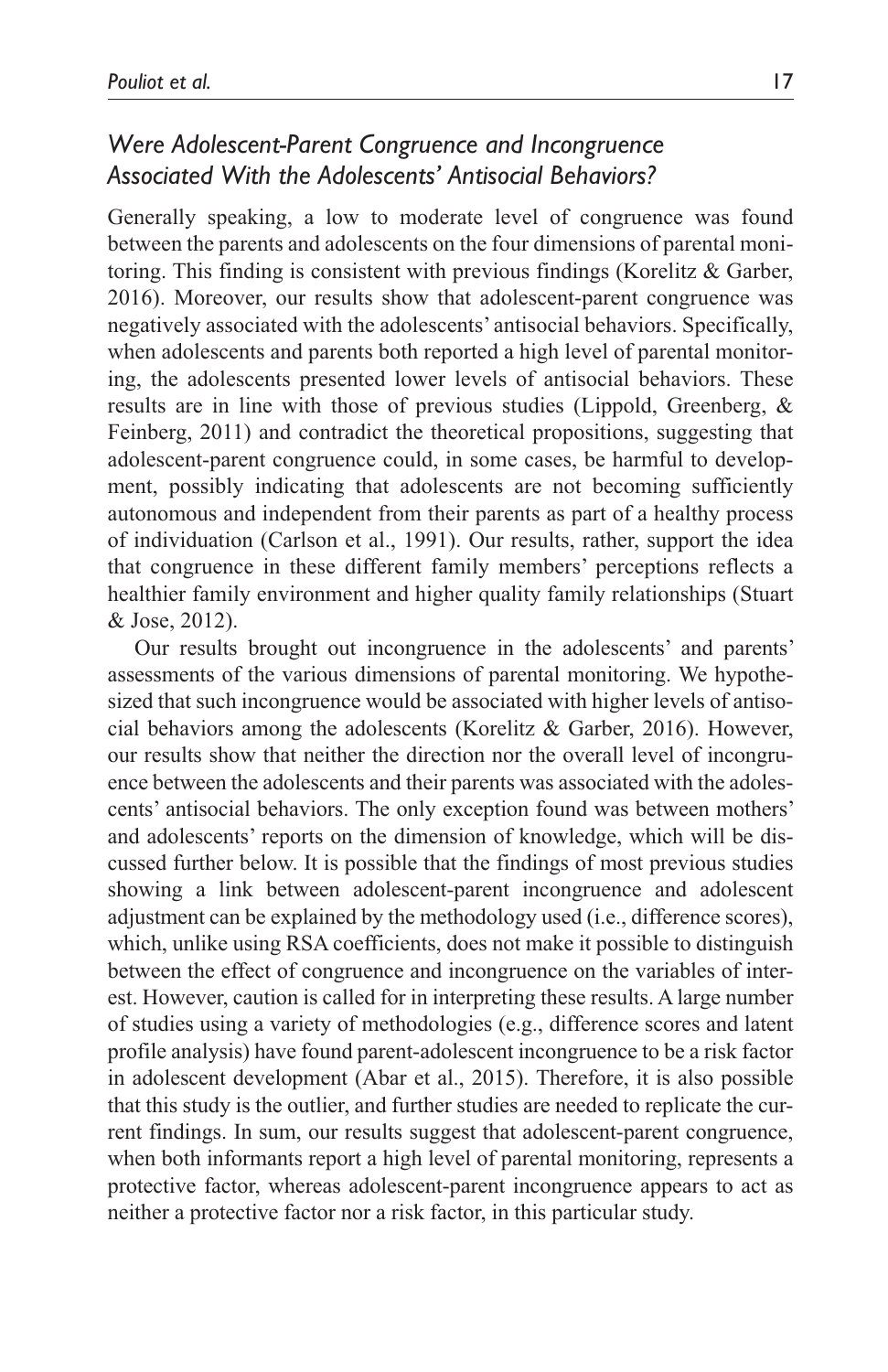### *Were Adolescent-Parent Congruence and Incongruence Associated With the Adolescents' Antisocial Behaviors?*

Generally speaking, a low to moderate level of congruence was found between the parents and adolescents on the four dimensions of parental monitoring. This finding is consistent with previous findings (Korelitz & Garber, 2016). Moreover, our results show that adolescent-parent congruence was negatively associated with the adolescents' antisocial behaviors. Specifically, when adolescents and parents both reported a high level of parental monitoring, the adolescents presented lower levels of antisocial behaviors. These results are in line with those of previous studies (Lippold, Greenberg, & Feinberg, 2011) and contradict the theoretical propositions, suggesting that adolescent-parent congruence could, in some cases, be harmful to development, possibly indicating that adolescents are not becoming sufficiently autonomous and independent from their parents as part of a healthy process of individuation (Carlson et al., 1991). Our results, rather, support the idea that congruence in these different family members' perceptions reflects a healthier family environment and higher quality family relationships (Stuart & Jose, 2012).

Our results brought out incongruence in the adolescents' and parents' assessments of the various dimensions of parental monitoring. We hypothesized that such incongruence would be associated with higher levels of antisocial behaviors among the adolescents (Korelitz & Garber, 2016). However, our results show that neither the direction nor the overall level of incongruence between the adolescents and their parents was associated with the adolescents' antisocial behaviors. The only exception found was between mothers' and adolescents' reports on the dimension of knowledge, which will be discussed further below. It is possible that the findings of most previous studies showing a link between adolescent-parent incongruence and adolescent adjustment can be explained by the methodology used (i.e., difference scores), which, unlike using RSA coefficients, does not make it possible to distinguish between the effect of congruence and incongruence on the variables of interest. However, caution is called for in interpreting these results. A large number of studies using a variety of methodologies (e.g., difference scores and latent profile analysis) have found parent-adolescent incongruence to be a risk factor in adolescent development (Abar et al., 2015). Therefore, it is also possible that this study is the outlier, and further studies are needed to replicate the current findings. In sum, our results suggest that adolescent-parent congruence, when both informants report a high level of parental monitoring, represents a protective factor, whereas adolescent-parent incongruence appears to act as neither a protective factor nor a risk factor, in this particular study.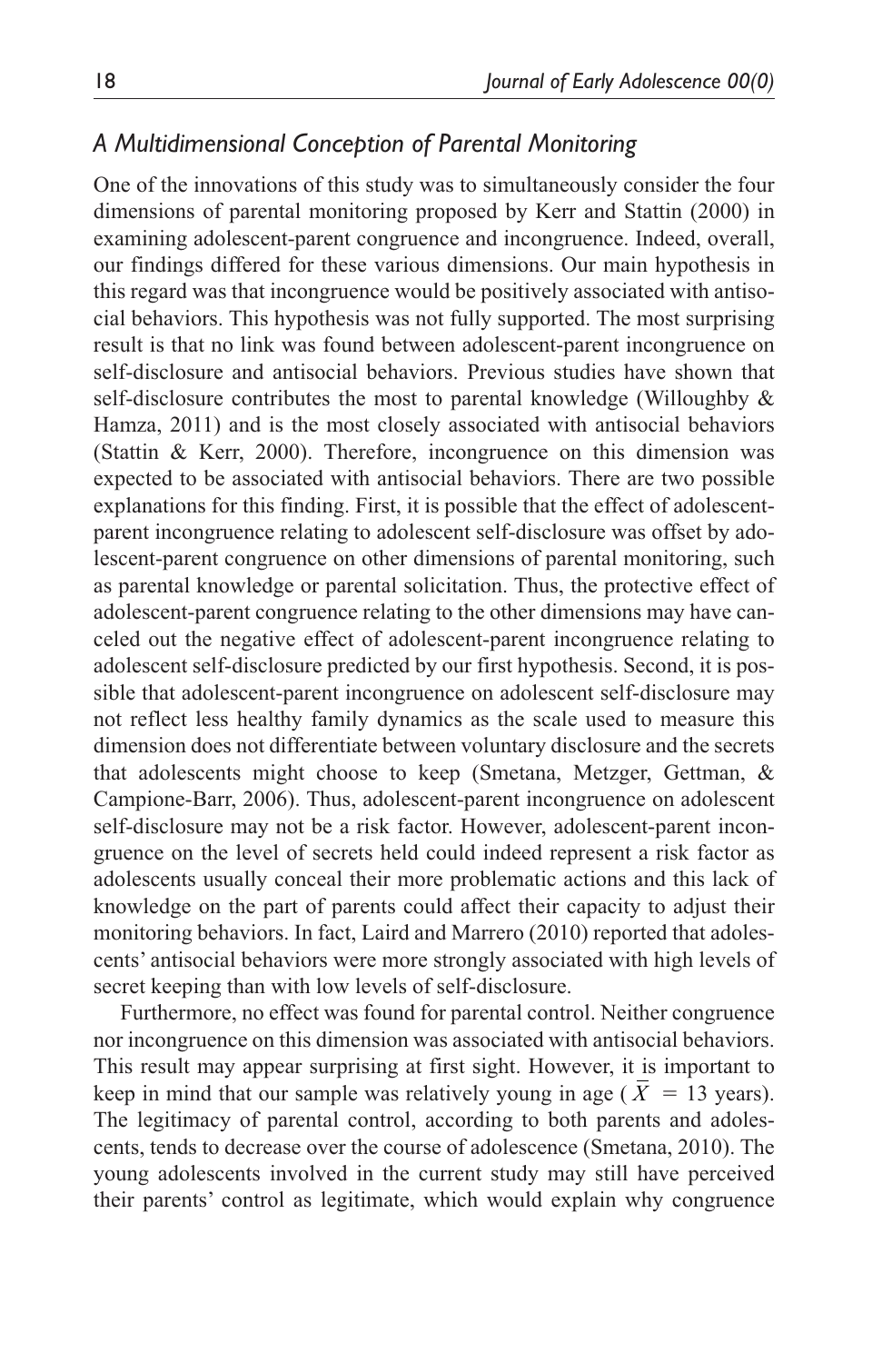### *A Multidimensional Conception of Parental Monitoring*

One of the innovations of this study was to simultaneously consider the four dimensions of parental monitoring proposed by Kerr and Stattin (2000) in examining adolescent-parent congruence and incongruence. Indeed, overall, our findings differed for these various dimensions. Our main hypothesis in this regard was that incongruence would be positively associated with antisocial behaviors. This hypothesis was not fully supported. The most surprising result is that no link was found between adolescent-parent incongruence on self-disclosure and antisocial behaviors. Previous studies have shown that self-disclosure contributes the most to parental knowledge (Willoughby & Hamza, 2011) and is the most closely associated with antisocial behaviors (Stattin & Kerr, 2000). Therefore, incongruence on this dimension was expected to be associated with antisocial behaviors. There are two possible explanations for this finding. First, it is possible that the effect of adolescent-parent incongruence relating to adolescent self-disclosure was offset by adolescent-parent congruence on other dimensions of parental monitoring, such as parental knowledge or parental solicitation. Thus, the protective effect of adolescent-parent congruence relating to the other dimensions may have canceled out the negative effect of adolescent-parent incongruence relating to adolescent self-disclosure predicted by our first hypothesis. Second, it is possible that adolescent-parent incongruence on adolescent self-disclosure may not reflect less healthy family dynamics as the scale used to measure this dimension does not differentiate between voluntary disclosure and the secrets that adolescents might choose to keep (Smetana, Metzger, Gettman, & Campione-Barr, 2006). Thus, adolescent-parent incongruence on adolescent self-disclosure may not be a risk factor. However, adolescent-parent incongruence on the level of secrets held could indeed represent a risk factor as adolescents usually conceal their more problematic actions and this lack of knowledge on the part of parents could affect their capacity to adjust their monitoring behaviors. In fact, Laird and Marrero (2010) reported that adolescents' antisocial behaviors were more strongly associated with high levels of secret keeping than with low levels of self-disclosure.

Furthermore, no effect was found for parental control. Neither congruence nor incongruence on this dimension was associated with antisocial behaviors. This result may appear surprising at first sight. However, it is important to keep in mind that our sample was relatively young in age ($\bar{X}$ = 13 years). The legitimacy of parental control, according to both parents and adolescents, tends to decrease over the course of adolescence (Smetana, 2010). The young adolescents involved in the current study may still have perceived their parents' control as legitimate, which would explain why congruence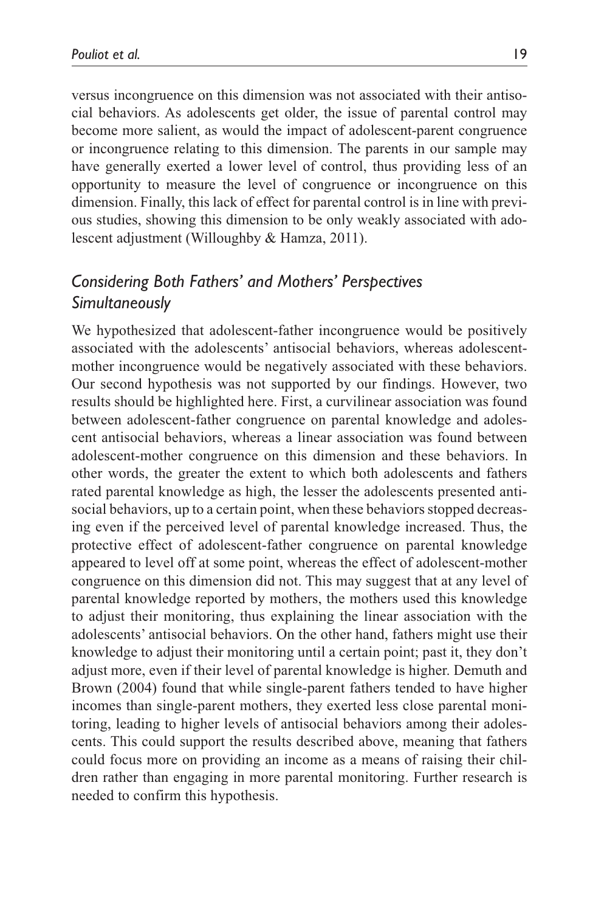versus incongruence on this dimension was not associated with their antisocial behaviors. As adolescents get older, the issue of parental control may become more salient, as would the impact of adolescent-parent congruence or incongruence relating to this dimension. The parents in our sample may have generally exerted a lower level of control, thus providing less of an opportunity to measure the level of congruence or incongruence on this dimension. Finally, this lack of effect for parental control is in line with previous studies, showing this dimension to be only weakly associated with adolescent adjustment (Willoughby & Hamza, 2011).

## *Considering Both Fathers' and Mothers' Perspectives Simultaneously*

We hypothesized that adolescent-father incongruence would be positively associated with the adolescents' antisocial behaviors, whereas adolescent-mother incongruence would be negatively associated with these behaviors. Our second hypothesis was not supported by our findings. However, two results should be highlighted here. First, a curvilinear association was found between adolescent-father congruence on parental knowledge and adolescent antisocial behaviors, whereas a linear association was found between adolescent-mother congruence on this dimension and these behaviors. In other words, the greater the extent to which both adolescents and fathers rated parental knowledge as high, the lesser the adolescents presented antisocial behaviors, up to a certain point, when these behaviors stopped decreasing even if the perceived level of parental knowledge increased. Thus, the protective effect of adolescent-father congruence on parental knowledge appeared to level off at some point, whereas the effect of adolescent-mother congruence on this dimension did not. This may suggest that at any level of parental knowledge reported by mothers, the mothers used this knowledge to adjust their monitoring, thus explaining the linear association with the adolescents' antisocial behaviors. On the other hand, fathers might use their knowledge to adjust their monitoring until a certain point; past it, they don't adjust more, even if their level of parental knowledge is higher. Demuth and Brown (2004) found that while single-parent fathers tended to have higher incomes than single-parent mothers, they exerted less close parental monitoring, leading to higher levels of antisocial behaviors among their adolescents. This could support the results described above, meaning that fathers could focus more on providing an income as a means of raising their children rather than engaging in more parental monitoring. Further research is needed to confirm this hypothesis.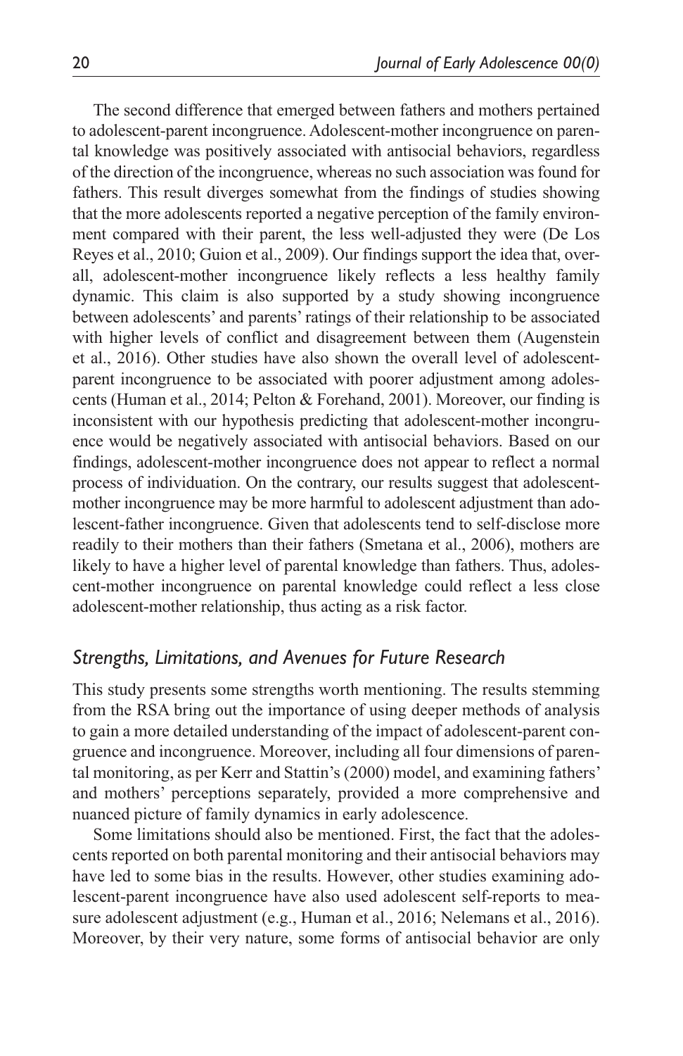The second difference that emerged between fathers and mothers pertained to adolescent-parent incongruence. Adolescent-mother incongruence on parental knowledge was positively associated with antisocial behaviors, regardless of the direction of the incongruence, whereas no such association was found for fathers. This result diverges somewhat from the findings of studies showing that the more adolescents reported a negative perception of the family environment compared with their parent, the less well-adjusted they were (De Los Reyes et al., 2010; Guion et al., 2009). Our findings support the idea that, overall, adolescent-mother incongruence likely reflects a less healthy family dynamic. This claim is also supported by a study showing incongruence between adolescents' and parents' ratings of their relationship to be associated with higher levels of conflict and disagreement between them (Augenstein et al., 2016). Other studies have also shown the overall level of adolescent-parent incongruence to be associated with poorer adjustment among adolescents (Human et al., 2014; Pelton & Forehand, 2001). Moreover, our finding is inconsistent with our hypothesis predicting that adolescent-mother incongruence would be negatively associated with antisocial behaviors. Based on our findings, adolescent-mother incongruence does not appear to reflect a normal process of individuation. On the contrary, our results suggest that adolescent-mother incongruence may be more harmful to adolescent adjustment than adolescent-father incongruence. Given that adolescents tend to self-disclose more readily to their mothers than their fathers (Smetana et al., 2006), mothers are likely to have a higher level of parental knowledge than fathers. Thus, adolescent-mother incongruence on parental knowledge could reflect a less close adolescent-mother relationship, thus acting as a risk factor.

## *Strengths, Limitations, and Avenues for Future Research*

This study presents some strengths worth mentioning. The results stemming from the RSA bring out the importance of using deeper methods of analysis to gain a more detailed understanding of the impact of adolescent-parent congruence and incongruence. Moreover, including all four dimensions of parental monitoring, as per Kerr and Stattin's (2000) model, and examining fathers' and mothers' perceptions separately, provided a more comprehensive and nuanced picture of family dynamics in early adolescence.

Some limitations should also be mentioned. First, the fact that the adolescents reported on both parental monitoring and their antisocial behaviors may have led to some bias in the results. However, other studies examining adolescent-parent incongruence have also used adolescent self-reports to measure adolescent adjustment (e.g., Human et al., 2016; Nelemans et al., 2016). Moreover, by their very nature, some forms of antisocial behavior are only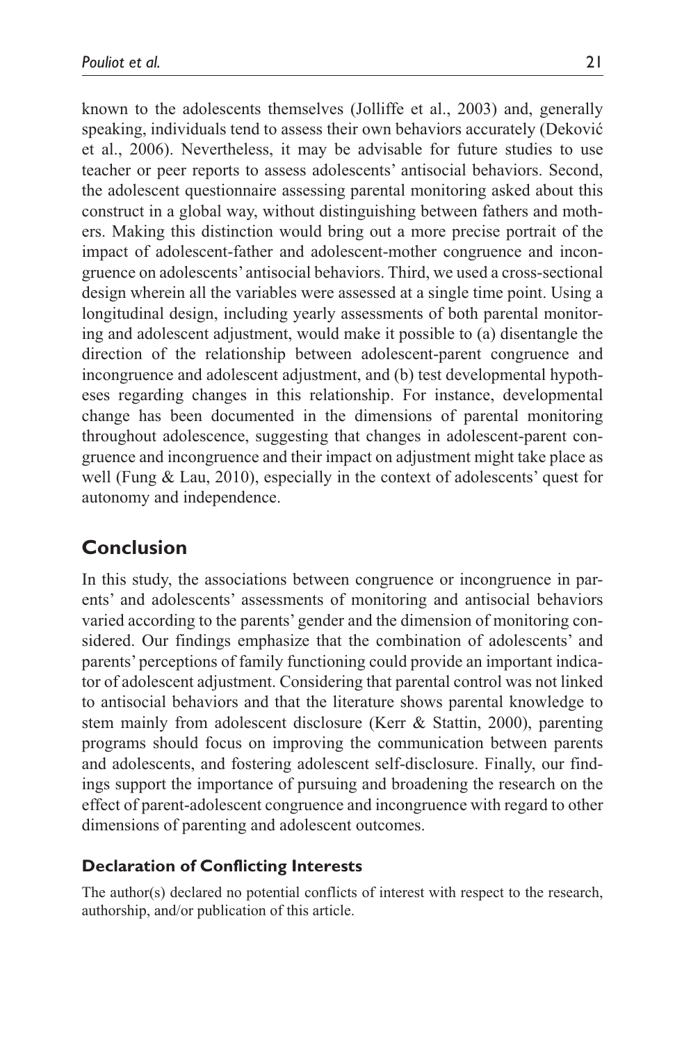known to the adolescents themselves (Jolliffe et al., 2003) and, generally speaking, individuals tend to assess their own behaviors accurately (Deković et al., 2006). Nevertheless, it may be advisable for future studies to use teacher or peer reports to assess adolescents' antisocial behaviors. Second, the adolescent questionnaire assessing parental monitoring asked about this construct in a global way, without distinguishing between fathers and mothers. Making this distinction would bring out a more precise portrait of the impact of adolescent-father and adolescent-mother congruence and incongruence on adolescents' antisocial behaviors. Third, we used a cross-sectional design wherein all the variables were assessed at a single time point. Using a longitudinal design, including yearly assessments of both parental monitoring and adolescent adjustment, would make it possible to (a) disentangle the direction of the relationship between adolescent-parent congruence and incongruence and adolescent adjustment, and (b) test developmental hypotheses regarding changes in this relationship. For instance, developmental change has been documented in the dimensions of parental monitoring throughout adolescence, suggesting that changes in adolescent-parent congruence and incongruence and their impact on adjustment might take place as well (Fung & Lau, 2010), especially in the context of adolescents' quest for autonomy and independence.

## Conclusion

In this study, the associations between congruence or incongruence in parents' and adolescents' assessments of monitoring and antisocial behaviors varied according to the parents' gender and the dimension of monitoring considered. Our findings emphasize that the combination of adolescents' and parents' perceptions of family functioning could provide an important indicator of adolescent adjustment. Considering that parental control was not linked to antisocial behaviors and that the literature shows parental knowledge to stem mainly from adolescent disclosure (Kerr & Stattin, 2000), parenting programs should focus on improving the communication between parents and adolescents, and fostering adolescent self-disclosure. Finally, our findings support the importance of pursuing and broadening the research on the effect of parent-adolescent congruence and incongruence with regard to other dimensions of parenting and adolescent outcomes.

### Declaration of Conflicting Interests

The author(s) declared no potential conflicts of interest with respect to the research, authorship, and/or publication of this article.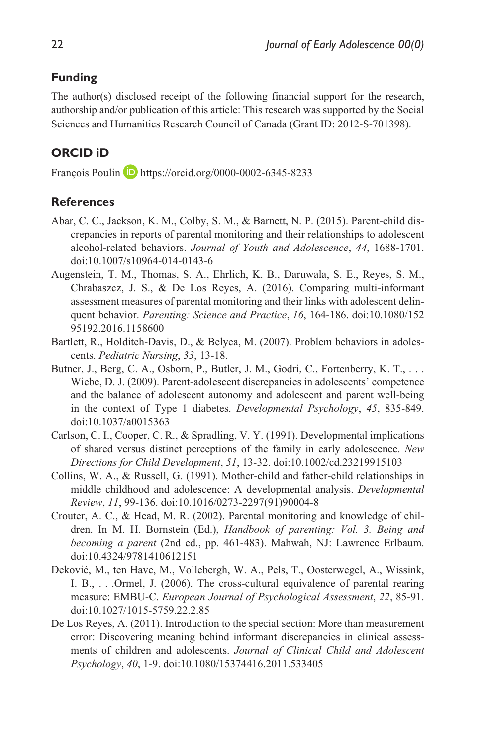## Funding

The author(s) disclosed receipt of the following financial support for the research, authorship and/or publication of this article: This research was supported by the Social Sciences and Humanities Research Council of Canada (Grant ID: 2012-S-701398).

## ORCID iD

François Poulin https://orcid.org/0000-0002-6345-8233

## References

Abar, C. C., Jackson, K. M., Colby, S. M., & Barnett, N. P. (2015). Parent-child discrepancies in reports of parental monitoring and their relationships to adolescent alcohol-related behaviors. *Journal of Youth and Adolescence*, *44*, 1688-1701. doi:10.1007/s10964-014-0143-6

Augenstein, T. M., Thomas, S. A., Ehrlich, K. B., Daruwala, S. E., Reyes, S. M., Chrabaszcz, J. S., & De Los Reyes, A. (2016). Comparing multi-informant assessment measures of parental monitoring and their links with adolescent delinquent behavior. *Parenting: Science and Practice*, *16*, 164-186. doi:10.1080/15295192.2016.1158600

Bartlett, R., Holditch-Davis, D., & Belyea, M. (2007). Problem behaviors in adolescents. *Pediatric Nursing*, *33*, 13-18.

Butner, J., Berg, C. A., Osborn, P., Butler, J. M., Godri, C., Fortenberry, K. T., . . . Wiebe, D. J. (2009). Parent-adolescent discrepancies in adolescents' competence and the balance of adolescent autonomy and adolescent and parent well-being in the context of Type 1 diabetes. *Developmental Psychology*, *45*, 835-849. doi:10.1037/a0015363

Carlson, C. I., Cooper, C. R., & Spradling, V. Y. (1991). Developmental implications of shared versus distinct perceptions of the family in early adolescence. *New Directions for Child Development*, *51*, 13-32. doi:10.1002/cd.23219915103

Collins, W. A., & Russell, G. (1991). Mother-child and father-child relationships in middle childhood and adolescence: A developmental analysis. *Developmental Review*, *11*, 99-136. doi:10.1016/0273-2297(91)90004-8

Crouter, A. C., & Head, M. R. (2002). Parental monitoring and knowledge of children. In M. H. Bornstein (Ed.), *Handbook of parenting: Vol. 3. Being and becoming a parent* (2nd ed., pp. 461-483). Mahwah, NJ: Lawrence Erlbaum. doi:10.4324/9781410612151

Deković, M., ten Have, M., Vollebergh, W. A., Pels, T., Oosterwegel, A., Wissink, I. B., . . .Ormel, J. (2006). The cross-cultural equivalence of parental rearing measure: EMBU-C. *European Journal of Psychological Assessment*, *22*, 85-91. doi:10.1027/1015-5759.22.2.85

De Los Reyes, A. (2011). Introduction to the special section: More than measurement error: Discovering meaning behind informant discrepancies in clinical assessments of children and adolescents. *Journal of Clinical Child and Adolescent Psychology*, *40*, 1-9. doi:10.1080/15374416.2011.533405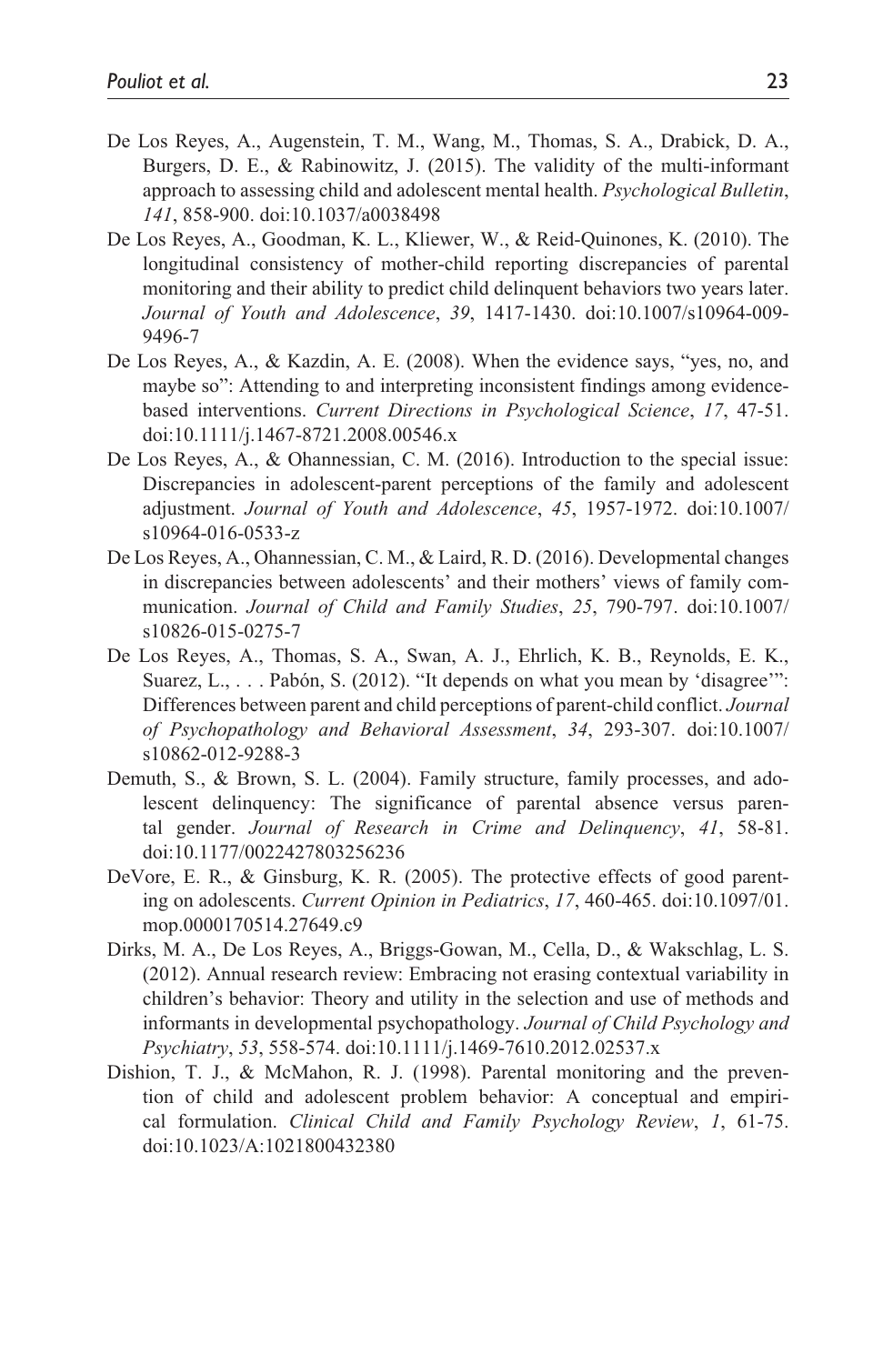De Los Reyes, A., Augenstein, T. M., Wang, M., Thomas, S. A., Drabick, D. A., Burgers, D. E., & Rabinowitz, J. (2015). The validity of the multi-informant approach to assessing child and adolescent mental health. *Psychological Bulletin*, *141*, 858-900. doi:10.1037/a0038498

De Los Reyes, A., Goodman, K. L., Kliewer, W., & Reid-Quinones, K. (2010). The longitudinal consistency of mother-child reporting discrepancies of parental monitoring and their ability to predict child delinquent behaviors two years later. *Journal of Youth and Adolescence*, *39*, 1417-1430. doi:10.1007/s10964-009-9496-7

De Los Reyes, A., & Kazdin, A. E. (2008). When the evidence says, "yes, no, and maybe so": Attending to and interpreting inconsistent findings among evidence-based interventions. *Current Directions in Psychological Science*, *17*, 47-51. doi:10.1111/j.1467-8721.2008.00546.x

De Los Reyes, A., & Ohannessian, C. M. (2016). Introduction to the special issue: Discrepancies in adolescent-parent perceptions of the family and adolescent adjustment. *Journal of Youth and Adolescence*, *45*, 1957-1972. doi:10.1007/s10964-016-0533-z

De Los Reyes, A., Ohannessian, C. M., & Laird, R. D. (2016). Developmental changes in discrepancies between adolescents' and their mothers' views of family communication. *Journal of Child and Family Studies*, *25*, 790-797. doi:10.1007/s10826-015-0275-7

De Los Reyes, A., Thomas, S. A., Swan, A. J., Ehrlich, K. B., Reynolds, E. K., Suarez, L., . . . Pabón, S. (2012). "It depends on what you mean by 'disagree'": Differences between parent and child perceptions of parent-child conflict. *Journal of Psychopathology and Behavioral Assessment*, *34*, 293-307. doi:10.1007/s10862-012-9288-3

Demuth, S., & Brown, S. L. (2004). Family structure, family processes, and adolescent delinquency: The significance of parental absence versus parental gender. *Journal of Research in Crime and Delinquency*, *41*, 58-81. doi:10.1177/0022427803256236

DeVore, E. R., & Ginsburg, K. R. (2005). The protective effects of good parenting on adolescents. *Current Opinion in Pediatrics*, *17*, 460-465. doi:10.1097/01.mop.0000170514.27649.c9

Dirks, M. A., De Los Reyes, A., Briggs-Gowan, M., Cella, D., & Wakschlag, L. S. (2012). Annual research review: Embracing not erasing contextual variability in children's behavior: Theory and utility in the selection and use of methods and informants in developmental psychopathology. *Journal of Child Psychology and Psychiatry*, *53*, 558-574. doi:10.1111/j.1469-7610.2012.02537.x

Dishion, T. J., & McMahon, R. J. (1998). Parental monitoring and the prevention of child and adolescent problem behavior: A conceptual and empirical formulation. *Clinical Child and Family Psychology Review*, *1*, 61-75. doi:10.1023/A:1021800432380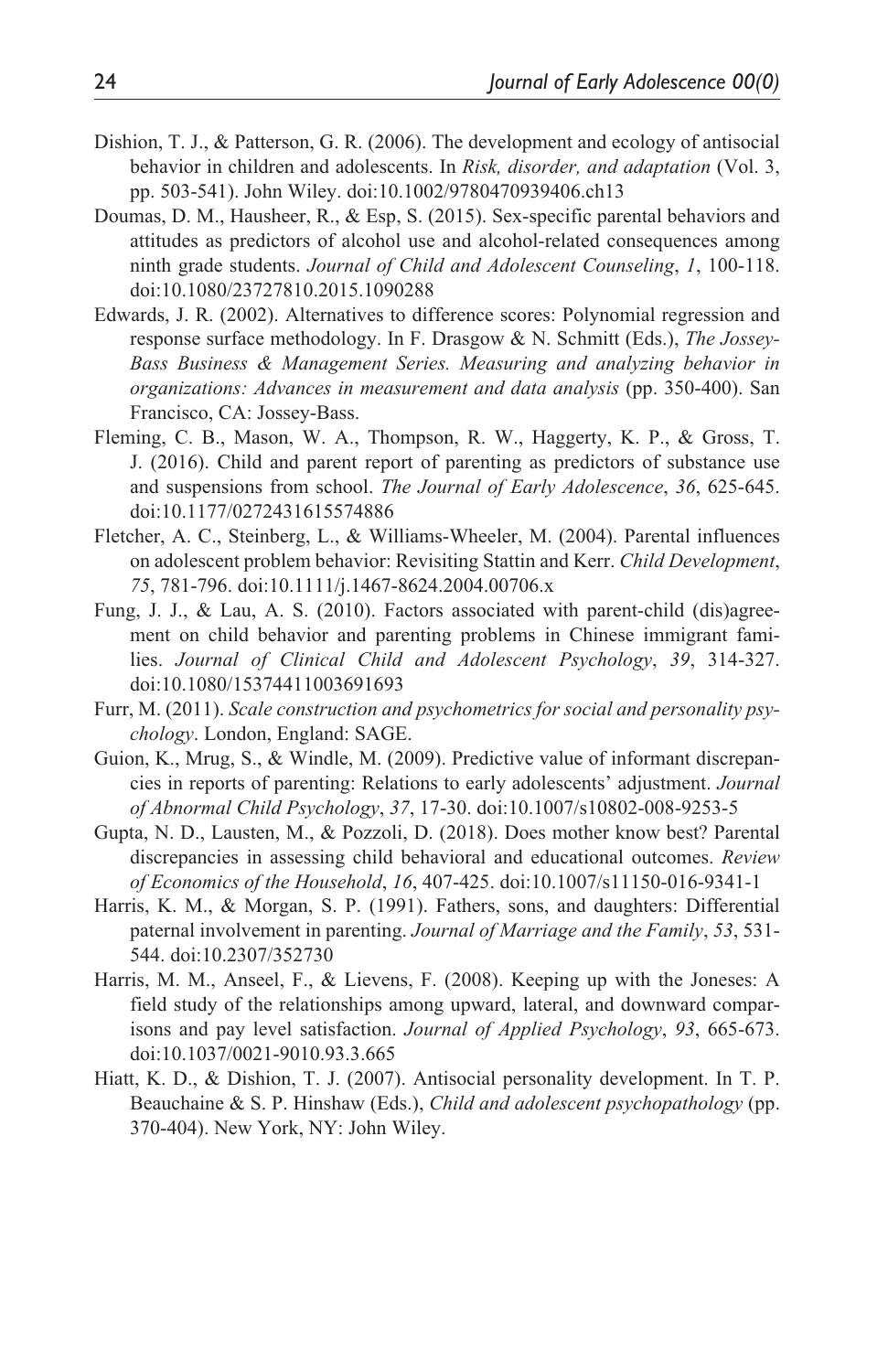Dishion, T. J., & Patterson, G. R. (2006). The development and ecology of antisocial behavior in children and adolescents. In *Risk, disorder, and adaptation* (Vol. 3, pp. 503-541). John Wiley. doi:10.1002/9780470939406.ch13

Doumas, D. M., Hausheer, R., & Esp, S. (2015). Sex-specific parental behaviors and attitudes as predictors of alcohol use and alcohol-related consequences among ninth grade students. *Journal of Child and Adolescent Counseling*, *1*, 100-118. doi:10.1080/23727810.2015.1090288

Edwards, J. R. (2002). Alternatives to difference scores: Polynomial regression and response surface methodology. In F. Drasgow & N. Schmitt (Eds.), *The Jossey-Bass Business & Management Series. Measuring and analyzing behavior in organizations: Advances in measurement and data analysis* (pp. 350-400). San Francisco, CA: Jossey-Bass.

Fleming, C. B., Mason, W. A., Thompson, R. W., Haggerty, K. P., & Gross, T. J. (2016). Child and parent report of parenting as predictors of substance use and suspensions from school. *The Journal of Early Adolescence*, *36*, 625-645. doi:10.1177/0272431615574886

Fletcher, A. C., Steinberg, L., & Williams-Wheeler, M. (2004). Parental influences on adolescent problem behavior: Revisiting Stattin and Kerr. *Child Development*, *75*, 781-796. doi:10.1111/j.1467-8624.2004.00706.x

Fung, J. J., & Lau, A. S. (2010). Factors associated with parent-child (dis)agreement on child behavior and parenting problems in Chinese immigrant families. *Journal of Clinical Child and Adolescent Psychology*, *39*, 314-327. doi:10.1080/15374411003691693

Furr, M. (2011). *Scale construction and psychometrics for social and personality psychology*. London, England: SAGE.

Guion, K., Mrug, S., & Windle, M. (2009). Predictive value of informant discrepancies in reports of parenting: Relations to early adolescents' adjustment. *Journal of Abnormal Child Psychology*, *37*, 17-30. doi:10.1007/s10802-008-9253-5

Gupta, N. D., Lausten, M., & Pozzoli, D. (2018). Does mother know best? Parental discrepancies in assessing child behavioral and educational outcomes. *Review of Economics of the Household*, *16*, 407-425. doi:10.1007/s11150-016-9341-1

Harris, K. M., & Morgan, S. P. (1991). Fathers, sons, and daughters: Differential paternal involvement in parenting. *Journal of Marriage and the Family*, *53*, 531-544. doi:10.2307/352730

Harris, M. M., Anseel, F., & Lievens, F. (2008). Keeping up with the Joneses: A field study of the relationships among upward, lateral, and downward comparisons and pay level satisfaction. *Journal of Applied Psychology*, *93*, 665-673. doi:10.1037/0021-9010.93.3.665

Hiatt, K. D., & Dishion, T. J. (2007). Antisocial personality development. In T. P. Beauchaine & S. P. Hinshaw (Eds.), *Child and adolescent psychopathology* (pp. 370-404). New York, NY: John Wiley.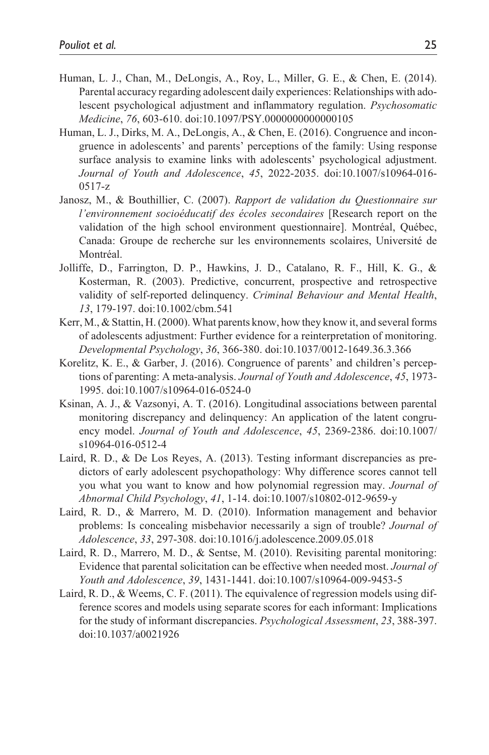Human, L. J., Chan, M., DeLongis, A., Roy, L., Miller, G. E., & Chen, E. (2014). Parental accuracy regarding adolescent daily experiences: Relationships with adolescent psychological adjustment and inflammatory regulation. *Psychosomatic Medicine*, *76*, 603-610. doi:10.1097/PSY.0000000000000105

Human, L. J., Dirks, M. A., DeLongis, A., & Chen, E. (2016). Congruence and incongruence in adolescents' and parents' perceptions of the family: Using response surface analysis to examine links with adolescents' psychological adjustment. *Journal of Youth and Adolescence*, *45*, 2022-2035. doi:10.1007/s10964-016-0517-z

Janosz, M., & Bouthillier, C. (2007). *Rapport de validation du Questionnaire sur l'environnement socioéducatif des écoles secondaires* [Research report on the validation of the high school environment questionnaire]. Montréal, Québec, Canada: Groupe de recherche sur les environnements scolaires, Université de Montréal.

Jolliffe, D., Farrington, D. P., Hawkins, J. D., Catalano, R. F., Hill, K. G., & Kosterman, R. (2003). Predictive, concurrent, prospective and retrospective validity of self-reported delinquency. *Criminal Behaviour and Mental Health*, *13*, 179-197. doi:10.1002/cbm.541

Kerr, M., & Stattin, H. (2000). What parents know, how they know it, and several forms of adolescents adjustment: Further evidence for a reinterpretation of monitoring. *Developmental Psychology*, *36*, 366-380. doi:10.1037/0012-1649.36.3.366

Korelitz, K. E., & Garber, J. (2016). Congruence of parents' and children's perceptions of parenting: A meta-analysis. *Journal of Youth and Adolescence*, *45*, 1973-1995. doi:10.1007/s10964-016-0524-0

Ksinan, A. J., & Vazsonyi, A. T. (2016). Longitudinal associations between parental monitoring discrepancy and delinquency: An application of the latent congruency model. *Journal of Youth and Adolescence*, *45*, 2369-2386. doi:10.1007/s10964-016-0512-4

Laird, R. D., & De Los Reyes, A. (2013). Testing informant discrepancies as predictors of early adolescent psychopathology: Why difference scores cannot tell you what you want to know and how polynomial regression may. *Journal of Abnormal Child Psychology*, *41*, 1-14. doi:10.1007/s10802-012-9659-y

Laird, R. D., & Marrero, M. D. (2010). Information management and behavior problems: Is concealing misbehavior necessarily a sign of trouble? *Journal of Adolescence*, *33*, 297-308. doi:10.1016/j.adolescence.2009.05.018

Laird, R. D., Marrero, M. D., & Sentse, M. (2010). Revisiting parental monitoring: Evidence that parental solicitation can be effective when needed most. *Journal of Youth and Adolescence*, *39*, 1431-1441. doi:10.1007/s10964-009-9453-5

Laird, R. D., & Weems, C. F. (2011). The equivalence of regression models using difference scores and models using separate scores for each informant: Implications for the study of informant discrepancies. *Psychological Assessment*, *23*, 388-397. doi:10.1037/a0021926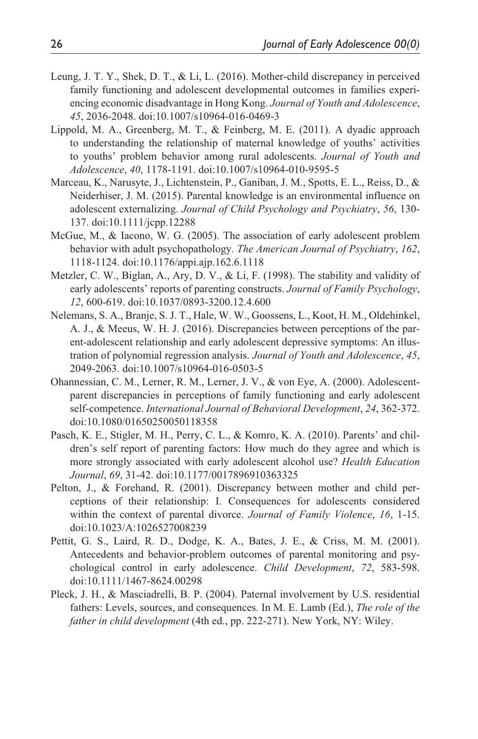Leung, J. T. Y., Shek, D. T., & Li, L. (2016). Mother-child discrepancy in perceived family functioning and adolescent developmental outcomes in families experiencing economic disadvantage in Hong Kong. *Journal of Youth and Adolescence*, *45*, 2036-2048. doi:10.1007/s10964-016-0469-3

Lippold, M. A., Greenberg, M. T., & Feinberg, M. E. (2011). A dyadic approach to understanding the relationship of maternal knowledge of youths' activities to youths' problem behavior among rural adolescents. *Journal of Youth and Adolescence*, *40*, 1178-1191. doi:10.1007/s10964-010-9595-5

Marceau, K., Narusyte, J., Lichtenstein, P., Ganiban, J. M., Spotts, E. L., Reiss, D., & Neiderhiser, J. M. (2015). Parental knowledge is an environmental influence on adolescent externalizing. *Journal of Child Psychology and Psychiatry*, *56*, 130-137. doi:10.1111/jcpp.12288

McGue, M., & Iacono, W. G. (2005). The association of early adolescent problem behavior with adult psychopathology. *The American Journal of Psychiatry*, *162*, 1118-1124. doi:10.1176/appi.ajp.162.6.1118

Metzler, C. W., Biglan, A., Ary, D. V., & Li, F. (1998). The stability and validity of early adolescents' reports of parenting constructs. *Journal of Family Psychology*, *12*, 600-619. doi:10.1037/0893-3200.12.4.600

Nelemans, S. A., Branje, S. J. T., Hale, W. W., Goossens, L., Koot, H. M., Oldehinkel, A. J., & Meeus, W. H. J. (2016). Discrepancies between perceptions of the parent-adolescent relationship and early adolescent depressive symptoms: An illustration of polynomial regression analysis. *Journal of Youth and Adolescence*, *45*, 2049-2063. doi:10.1007/s10964-016-0503-5

Ohannessian, C. M., Lerner, R. M., Lerner, J. V., & von Eye, A. (2000). Adolescent-parent discrepancies in perceptions of family functioning and early adolescent self-competence. *International Journal of Behavioral Development*, *24*, 362-372. doi:10.1080/01650250050118358

Pasch, K. E., Stigler, M. H., Perry, C. L., & Komro, K. A. (2010). Parents' and children's self report of parenting factors: How much do they agree and which is more strongly associated with early adolescent alcohol use? *Health Education Journal*, *69*, 31-42. doi:10.1177/0017896910363325

Pelton, J., & Forehand, R. (2001). Discrepancy between mother and child perceptions of their relationship: I. Consequences for adolescents considered within the context of parental divorce. *Journal of Family Violence*, *16*, 1-15. doi:10.1023/A:1026527008239

Pettit, G. S., Laird, R. D., Dodge, K. A., Bates, J. E., & Criss, M. M. (2001). Antecedents and behavior-problem outcomes of parental monitoring and psychological control in early adolescence. *Child Development*, *72*, 583-598. doi:10.1111/1467-8624.00298

Pleck, J. H., & Masciadrelli, B. P. (2004). Paternal involvement by U.S. residential fathers: Levels, sources, and consequences. In M. E. Lamb (Ed.), *The role of the father in child development* (4th ed., pp. 222-271). New York, NY: Wiley.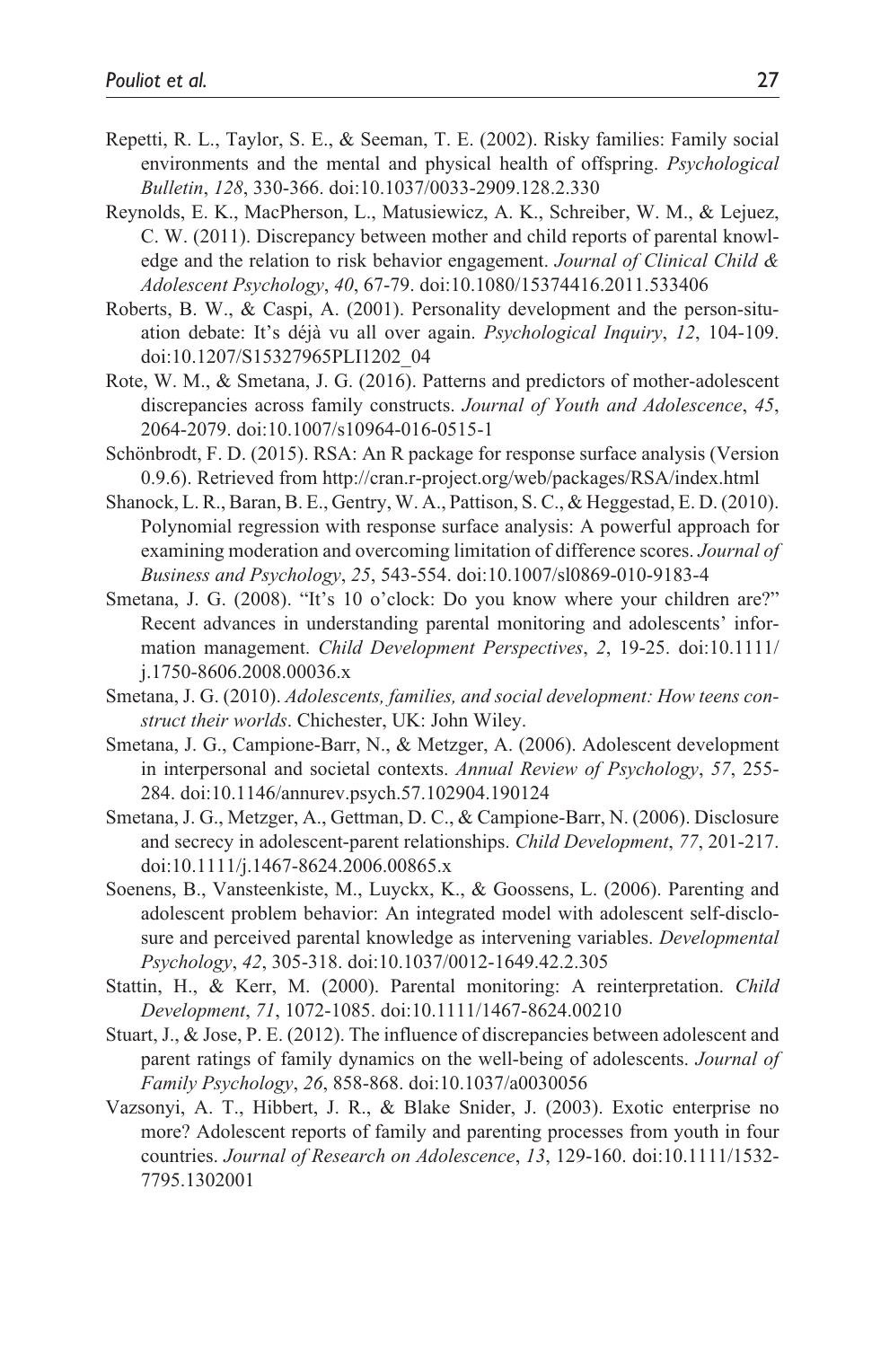Repetti, R. L., Taylor, S. E., & Seeman, T. E. (2002). Risky families: Family social environments and the mental and physical health of offspring. *Psychological Bulletin*, *128*, 330-366. doi:10.1037/0033-2909.128.2.330

Reynolds, E. K., MacPherson, L., Matusiewicz, A. K., Schreiber, W. M., & Lejuez, C. W. (2011). Discrepancy between mother and child reports of parental knowledge and the relation to risk behavior engagement. *Journal of Clinical Child & Adolescent Psychology*, *40*, 67-79. doi:10.1080/15374416.2011.533406

Roberts, B. W., & Caspi, A. (2001). Personality development and the person-situation debate: It's déjà vu all over again. *Psychological Inquiry*, *12*, 104-109. doi:10.1207/S15327965PLI1202_04

Rote, W. M., & Smetana, J. G. (2016). Patterns and predictors of mother-adolescent discrepancies across family constructs. *Journal of Youth and Adolescence*, *45*, 2064-2079. doi:10.1007/s10964-016-0515-1

Schönbrodt, F. D. (2015). RSA: An R package for response surface analysis (Version 0.9.6). Retrieved from http://cran.r-project.org/web/packages/RSA/index.html

Shanock, L. R., Baran, B. E., Gentry, W. A., Pattison, S. C., & Heggestad, E. D. (2010). Polynomial regression with response surface analysis: A powerful approach for examining moderation and overcoming limitation of difference scores. *Journal of Business and Psychology*, *25*, 543-554. doi:10.1007/sl0869-010-9183-4

Smetana, J. G. (2008). "It's 10 o'clock: Do you know where your children are?" Recent advances in understanding parental monitoring and adolescents' information management. *Child Development Perspectives*, *2*, 19-25. doi:10.1111/j.1750-8606.2008.00036.x

Smetana, J. G. (2010). *Adolescents, families, and social development: How teens construct their worlds*. Chichester, UK: John Wiley.

Smetana, J. G., Campione-Barr, N., & Metzger, A. (2006). Adolescent development in interpersonal and societal contexts. *Annual Review of Psychology*, *57*, 255-284. doi:10.1146/annurev.psych.57.102904.190124

Smetana, J. G., Metzger, A., Gettman, D. C., & Campione-Barr, N. (2006). Disclosure and secrecy in adolescent-parent relationships. *Child Development*, *77*, 201-217. doi:10.1111/j.1467-8624.2006.00865.x

Soenens, B., Vansteenkiste, M., Luyckx, K., & Goossens, L. (2006). Parenting and adolescent problem behavior: An integrated model with adolescent self-disclosure and perceived parental knowledge as intervening variables. *Developmental Psychology*, *42*, 305-318. doi:10.1037/0012-1649.42.2.305

Stattin, H., & Kerr, M. (2000). Parental monitoring: A reinterpretation. *Child Development*, *71*, 1072-1085. doi:10.1111/1467-8624.00210

Stuart, J., & Jose, P. E. (2012). The influence of discrepancies between adolescent and parent ratings of family dynamics on the well-being of adolescents. *Journal of Family Psychology*, *26*, 858-868. doi:10.1037/a0030056

Vazsonyi, A. T., Hibbert, J. R., & Blake Snider, J. (2003). Exotic enterprise no more? Adolescent reports of family and parenting processes from youth in four countries. *Journal of Research on Adolescence*, *13*, 129-160. doi:10.1111/1532-7795.1302001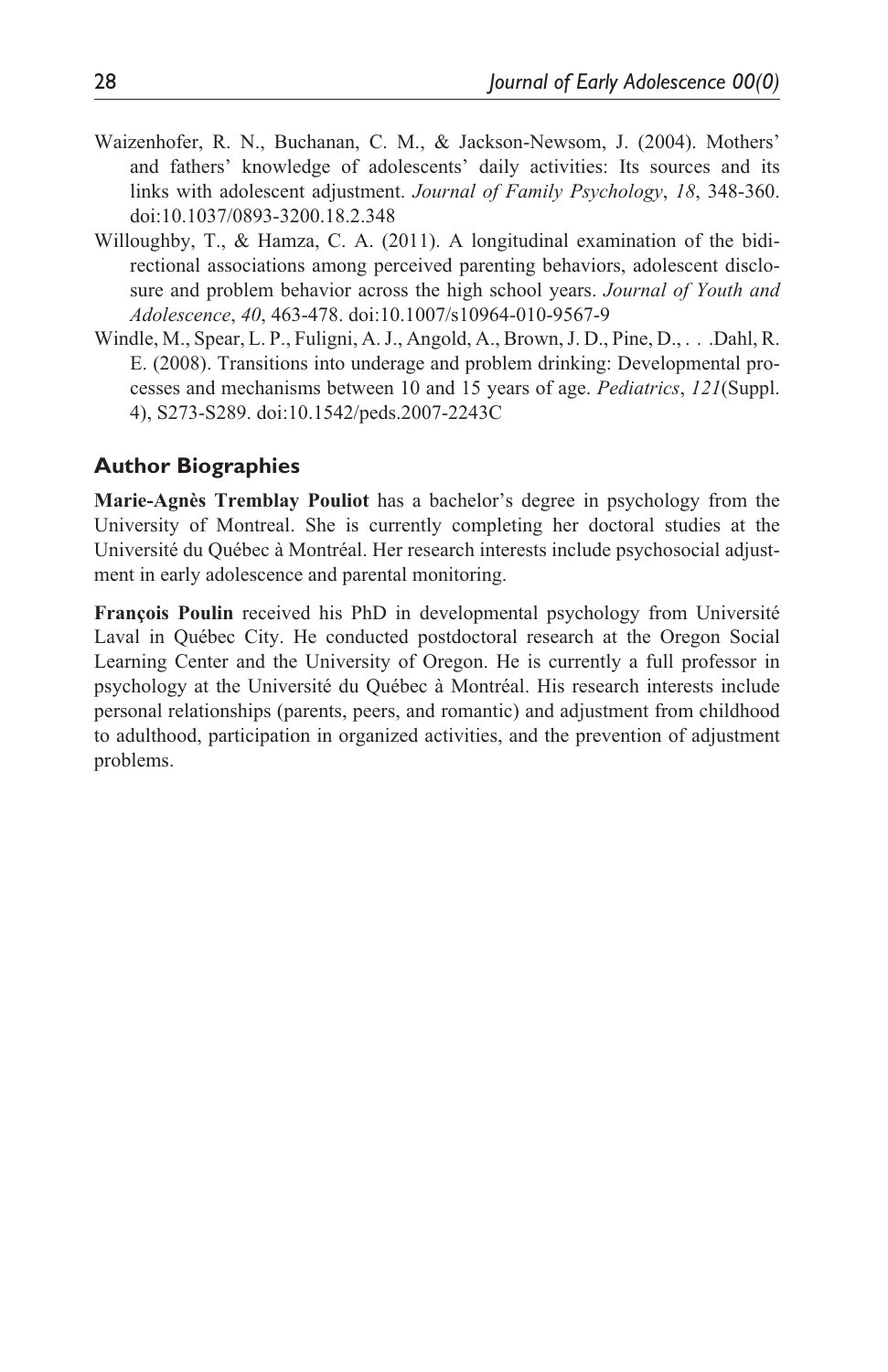Waizenhofer, R. N., Buchanan, C. M., & Jackson-Newsom, J. (2004). Mothers' and fathers' knowledge of adolescents' daily activities: Its sources and its links with adolescent adjustment. *Journal of Family Psychology*, *18*, 348-360. doi:10.1037/0893-3200.18.2.348

Willoughby, T., & Hamza, C. A. (2011). A longitudinal examination of the bidirectional associations among perceived parenting behaviors, adolescent disclosure and problem behavior across the high school years. *Journal of Youth and Adolescence*, *40*, 463-478. doi:10.1007/s10964-010-9567-9

Windle, M., Spear, L. P., Fuligni, A. J., Angold, A., Brown, J. D., Pine, D., . . .Dahl, R. E. (2008). Transitions into underage and problem drinking: Developmental processes and mechanisms between 10 and 15 years of age. *Pediatrics*, *121*(Suppl. 4), S273-S289. doi:10.1542/peds.2007-2243C

## Author Biographies

**Marie-Agnès Tremblay Pouliot** has a bachelor's degree in psychology from the University of Montreal. She is currently completing her doctoral studies at the Université du Québec à Montréal. Her research interests include psychosocial adjustment in early adolescence and parental monitoring.

**François Poulin** received his PhD in developmental psychology from Université Laval in Québec City. He conducted postdoctoral research at the Oregon Social Learning Center and the University of Oregon. He is currently a full professor in psychology at the Université du Québec à Montréal. His research interests include personal relationships (parents, peers, and romantic) and adjustment from childhood to adulthood, participation in organized activities, and the prevention of adjustment problems.